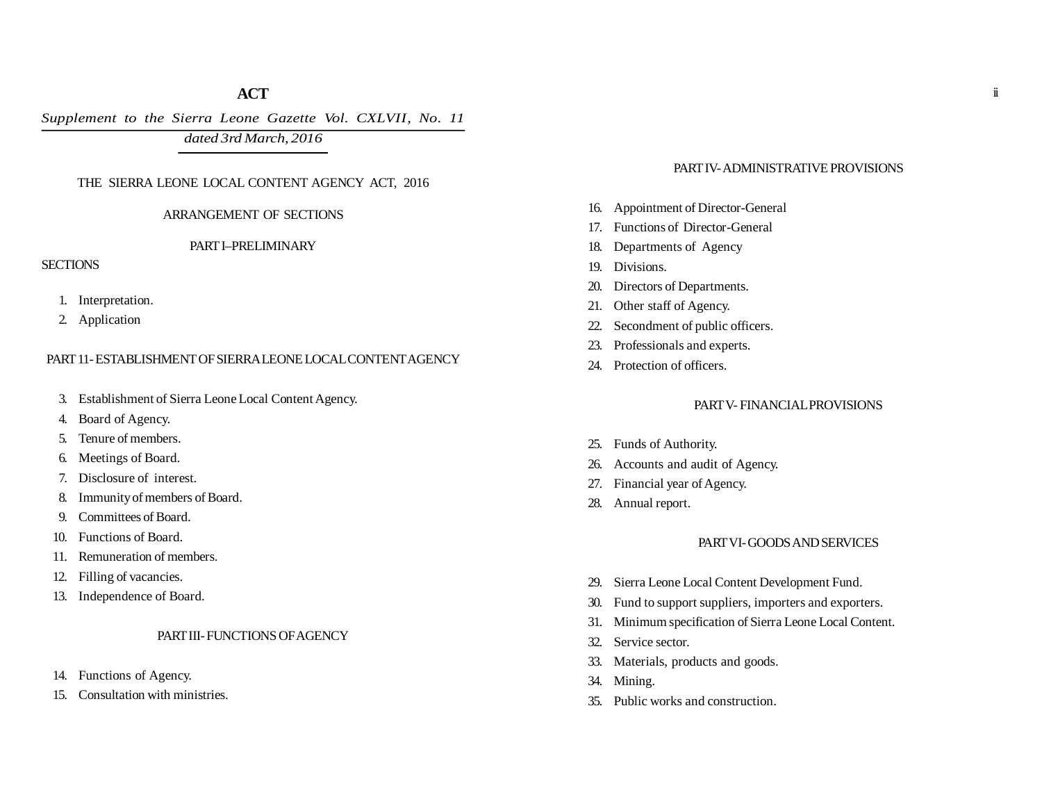# ACT

*Supplement to the Sierra Leone Gazette Vol. CXLVII, No. 11*
*dated 3rd March, 2016*

## THE SIERRA LEONE LOCAL CONTENT AGENCY ACT, 2016

### ARRANGEMENT OF SECTIONS

### PART I–PRELIMINARY

SECTIONS

1. Interpretation.
2. Application

### PART 11- ESTABLISHMENT OF SIERRA LEONE LOCAL CONTENT AGENCY

3. Establishment of Sierra Leone Local Content Agency.
4. Board of Agency.
5. Tenure of members.
6. Meetings of Board.
7. Disclosure of interest.
8. Immunity of members of Board.
9. Committees of Board.
10. Functions of Board.
11. Remuneration of members.
12. Filling of vacancies.
13. Independence of Board.

### PART III- FUNCTIONS OF AGENCY

14. Functions of Agency.
15. Consultation with ministries.

### PART IV- ADMINISTRATIVE PROVISIONS

16. Appointment of Director-General
17. Functions of Director-General
18. Departments of Agency
19. Divisions.
20. Directors of Departments.
21. Other staff of Agency.
22. Secondment of public officers.
23. Professionals and experts.
24. Protection of officers.

### PART V- FINANCIAL PROVISIONS

25. Funds of Authority.
26. Accounts and audit of Agency.
27. Financial year of Agency.
28. Annual report.

### PART VI- GOODS AND SERVICES

29. Sierra Leone Local Content Development Fund.
30. Fund to support suppliers, importers and exporters.
31. Minimum specification of Sierra Leone Local Content.
32. Service sector.
33. Materials, products and goods.
34. Mining.
35. Public works and construction.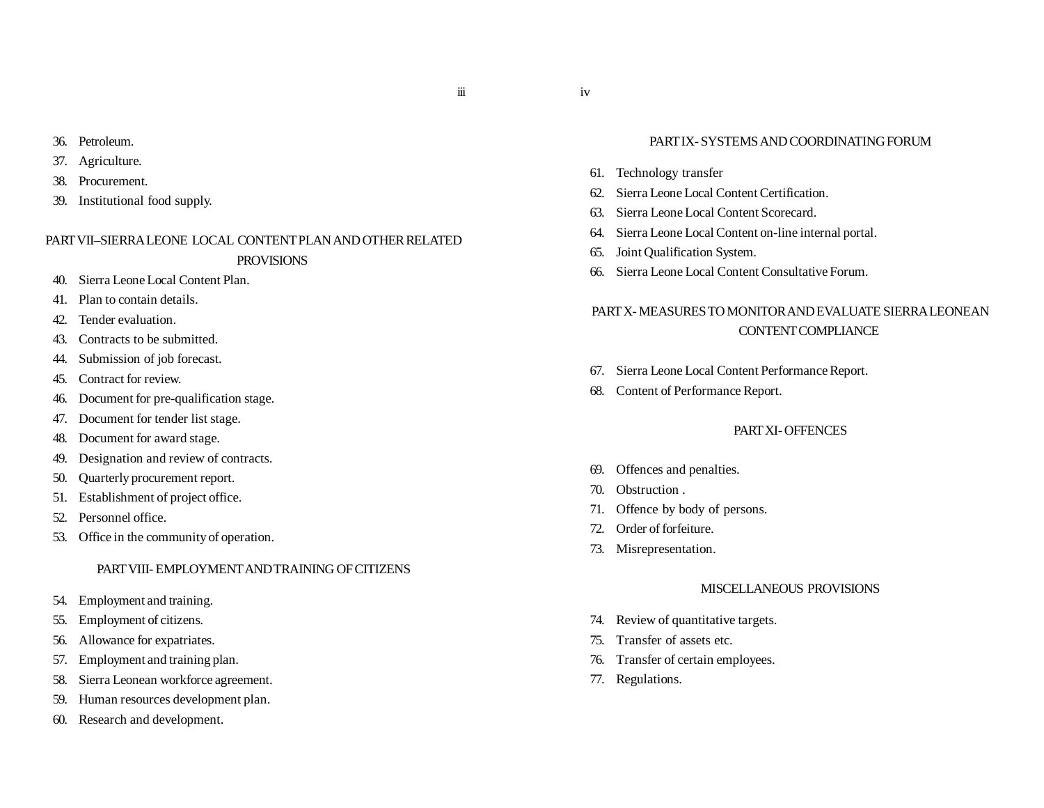36. Petroleum.
37. Agriculture.
38. Procurement.
39. Institutional food supply.

## PART VII–SIERRA LEONE LOCAL CONTENT PLAN AND OTHER RELATED PROVISIONS

40. Sierra Leone Local Content Plan.
41. Plan to contain details.
42. Tender evaluation.
43. Contracts to be submitted.
44. Submission of job forecast.
45. Contract for review.
46. Document for pre-qualification stage.
47. Document for tender list stage.
48. Document for award stage.
49. Designation and review of contracts.
50. Quarterly procurement report.
51. Establishment of project office.
52. Personnel office.
53. Office in the community of operation.

## PART VIII- EMPLOYMENT AND TRAINING OF CITIZENS

54. Employment and training.
55. Employment of citizens.
56. Allowance for expatriates.
57. Employment and training plan.
58. Sierra Leonean workforce agreement.
59. Human resources development plan.
60. Research and development.

## PART IX- SYSTEMS AND COORDINATING FORUM

61. Technology transfer
62. Sierra Leone Local Content Certification.
63. Sierra Leone Local Content Scorecard.
64. Sierra Leone Local Content on-line internal portal.
65. Joint Qualification System.
66. Sierra Leone Local Content Consultative Forum.

## PART X- MEASURES TO MONITOR AND EVALUATE SIERRA LEONEAN CONTENT COMPLIANCE

67. Sierra Leone Local Content Performance Report.
68. Content of Performance Report.

## PART XI- OFFENCES

69. Offences and penalties.
70. Obstruction .
71. Offence by body of persons.
72. Order of forfeiture.
73. Misrepresentation.

## MISCELLANEOUS PROVISIONS

74. Review of quantitative targets.
75. Transfer of assets etc.
76. Transfer of certain employees.
77. Regulations.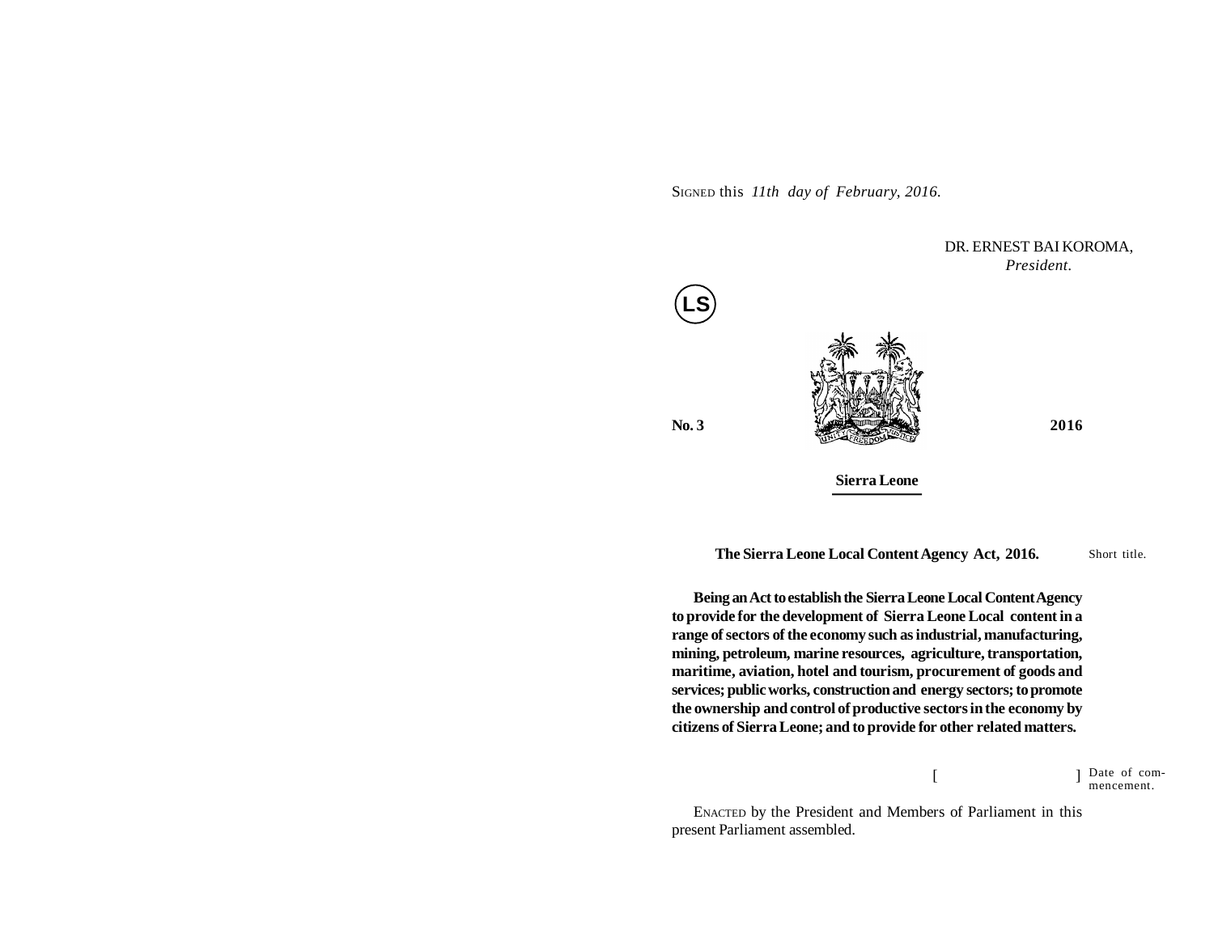SIGNED this *11th day of February, 2016.*

DR. ERNEST BAI KOROMA,
*President.*

LS

**No. 3** **2016**

**Sierra Leone**

**The Sierra Leone Local Content Agency Act, 2016.** Short title.

**Being an Act to establish the Sierra Leone Local Content Agency to provide for the development of Sierra Leone Local content in a range of sectors of the economy such as industrial, manufacturing, mining, petroleum, marine resources, agriculture, transportation, maritime, aviation, hotel and tourism, procurement of goods and services; public works, construction and energy sectors; to promote the ownership and control of productive sectors in the economy by citizens of Sierra Leone; and to provide for other related matters.**

[ ] Date of commencement.

ENACTED by the President and Members of Parliament in this present Parliament assembled.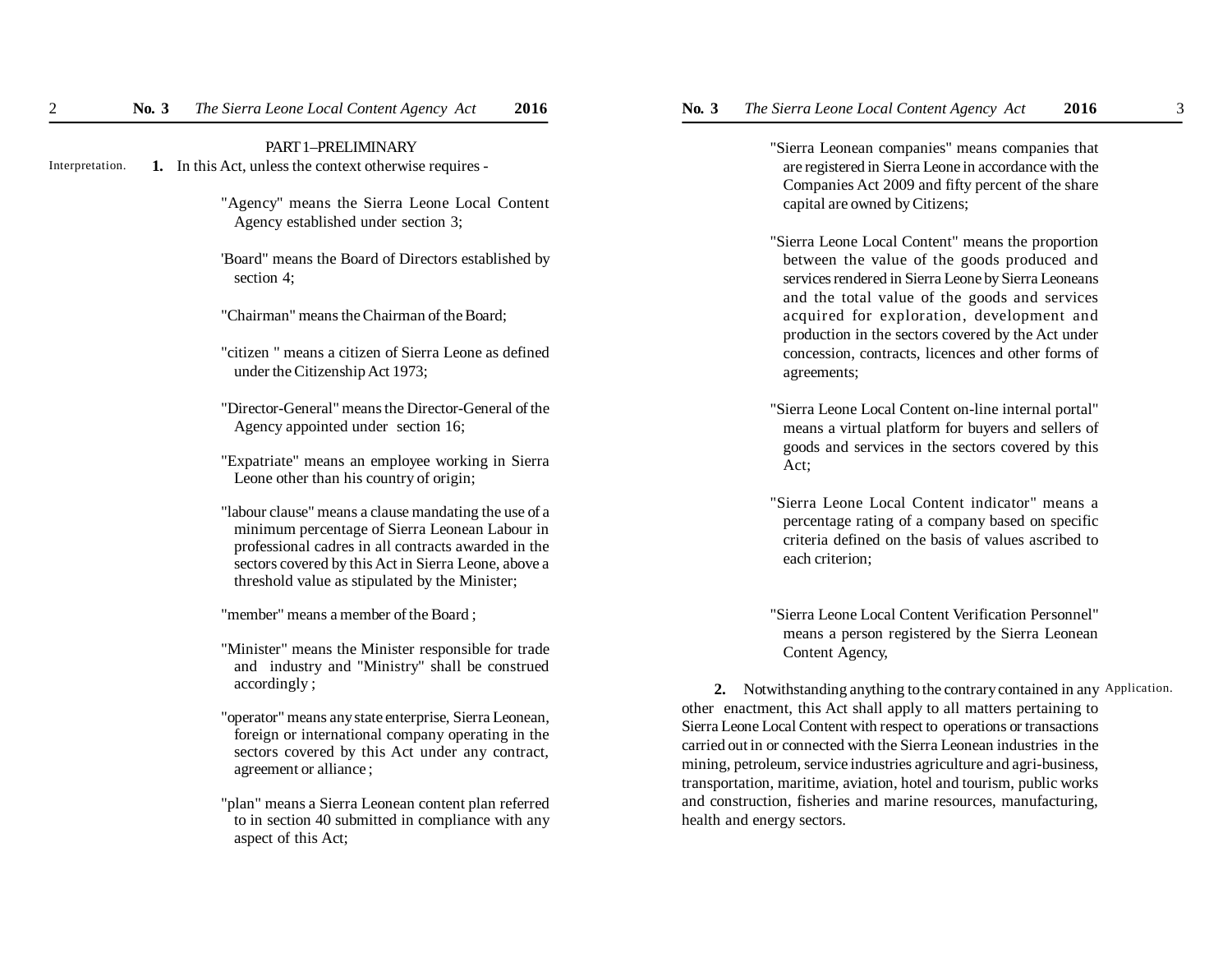## PART 1–PRELIMINARY

Interpretation.

**1.** In this Act, unless the context otherwise requires -

"Agency" means the Sierra Leone Local Content Agency established under section 3;

'Board" means the Board of Directors established by section 4;

"Chairman" means the Chairman of the Board;

"citizen " means a citizen of Sierra Leone as defined under the Citizenship Act 1973;

"Director-General" means the Director-General of the Agency appointed under section 16;

"Expatriate" means an employee working in Sierra Leone other than his country of origin;

"labour clause" means a clause mandating the use of a minimum percentage of Sierra Leonean Labour in professional cadres in all contracts awarded in the sectors covered by this Act in Sierra Leone, above a threshold value as stipulated by the Minister;

"member" means a member of the Board ;

"Minister" means the Minister responsible for trade and industry and "Ministry" shall be construed accordingly ;

"operator" means any state enterprise, Sierra Leonean, foreign or international company operating in the sectors covered by this Act under any contract, agreement or alliance ;

"plan" means a Sierra Leonean content plan referred to in section 40 submitted in compliance with any aspect of this Act;

"Sierra Leonean companies" means companies that are registered in Sierra Leone in accordance with the Companies Act 2009 and fifty percent of the share capital are owned by Citizens;

"Sierra Leone Local Content" means the proportion between the value of the goods produced and services rendered in Sierra Leone by Sierra Leoneans and the total value of the goods and services acquired for exploration, development and production in the sectors covered by the Act under concession, contracts, licences and other forms of agreements;

"Sierra Leone Local Content on-line internal portal" means a virtual platform for buyers and sellers of goods and services in the sectors covered by this Act;

"Sierra Leone Local Content indicator" means a percentage rating of a company based on specific criteria defined on the basis of values ascribed to each criterion;

"Sierra Leone Local Content Verification Personnel" means a person registered by the Sierra Leonean Content Agency,

Application.

**2.** Notwithstanding anything to the contrary contained in any other enactment, this Act shall apply to all matters pertaining to Sierra Leone Local Content with respect to operations or transactions carried out in or connected with the Sierra Leonean industries in the mining, petroleum, service industries agriculture and agri-business, transportation, maritime, aviation, hotel and tourism, public works and construction, fisheries and marine resources, manufacturing, health and energy sectors.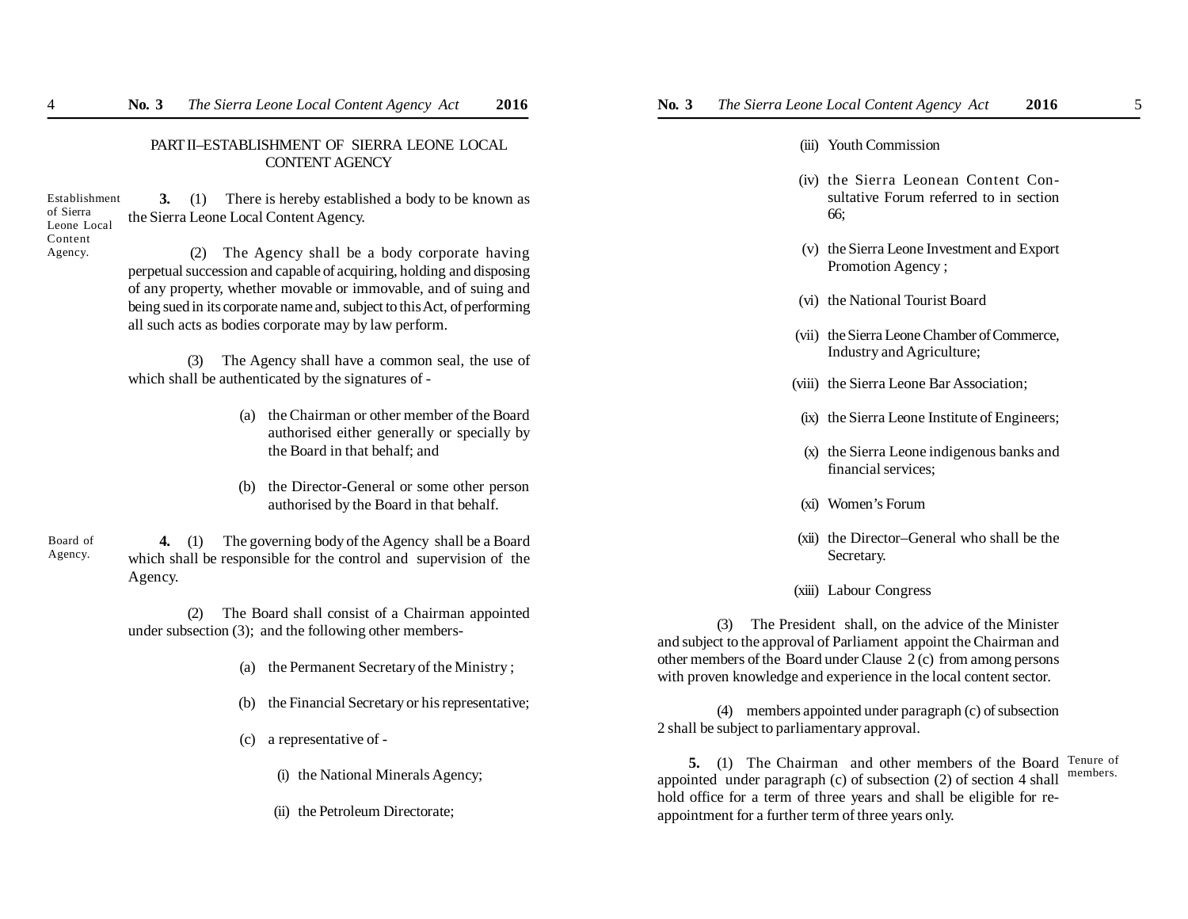## PART II–ESTABLISHMENT OF SIERRA LEONE LOCAL CONTENT AGENCY

Establishment of Sierra Leone Local Content Agency.

**3.** (1) There is hereby established a body to be known as the Sierra Leone Local Content Agency.

(2) The Agency shall be a body corporate having perpetual succession and capable of acquiring, holding and disposing of any property, whether movable or immovable, and of suing and being sued in its corporate name and, subject to this Act, of performing all such acts as bodies corporate may by law perform.

(3) The Agency shall have a common seal, the use of which shall be authenticated by the signatures of -

(a) the Chairman or other member of the Board authorised either generally or specially by the Board in that behalf; and

(b) the Director-General or some other person authorised by the Board in that behalf.

Board of Agency.

**4.** (1) The governing body of the Agency shall be a Board which shall be responsible for the control and supervision of the Agency.

(2) The Board shall consist of a Chairman appointed under subsection (3); and the following other members-

(a) the Permanent Secretary of the Ministry ;

(b) the Financial Secretary or his representative;

(c) a representative of -

(i) the National Minerals Agency;

(ii) the Petroleum Directorate;

(iii) Youth Commission

(iv) the Sierra Leonean Content Consultative Forum referred to in section 66;

(v) the Sierra Leone Investment and Export Promotion Agency ;

(vi) the National Tourist Board

(vii) the Sierra Leone Chamber of Commerce, Industry and Agriculture;

(viii) the Sierra Leone Bar Association;

(ix) the Sierra Leone Institute of Engineers;

(x) the Sierra Leone indigenous banks and financial services;

(xi) Women's Forum

(xii) the Director–General who shall be the Secretary.

(xiii) Labour Congress

(3) The President shall, on the advice of the Minister and subject to the approval of Parliament appoint the Chairman and other members of the Board under Clause 2 (c) from among persons with proven knowledge and experience in the local content sector.

(4) members appointed under paragraph (c) of subsection 2 shall be subject to parliamentary approval.

Tenure of members.

**5.** (1) The Chairman and other members of the Board appointed under paragraph (c) of subsection (2) of section 4 shall hold office for a term of three years and shall be eligible for re-appointment for a further term of three years only.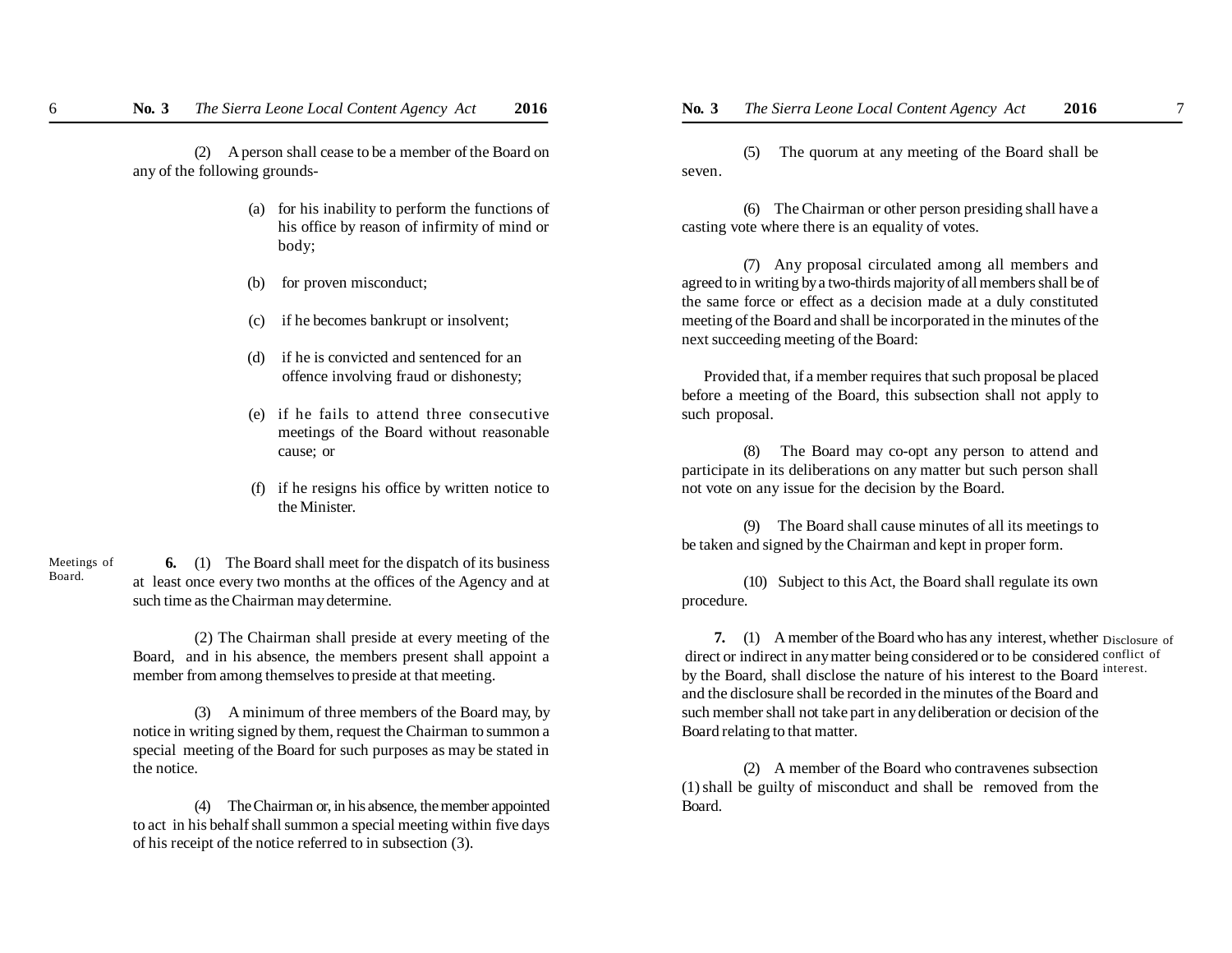(2) A person shall cease to be a member of the Board on any of the following grounds-

(a) for his inability to perform the functions of his office by reason of infirmity of mind or body;

(b) for proven misconduct;

(c) if he becomes bankrupt or insolvent;

(d) if he is convicted and sentenced for an offence involving fraud or dishonesty;

(e) if he fails to attend three consecutive meetings of the Board without reasonable cause; or

(f) if he resigns his office by written notice to the Minister.

Meetings of Board.

**6.** (1) The Board shall meet for the dispatch of its business at least once every two months at the offices of the Agency and at such time as the Chairman may determine.

(2) The Chairman shall preside at every meeting of the Board, and in his absence, the members present shall appoint a member from among themselves to preside at that meeting.

(3) A minimum of three members of the Board may, by notice in writing signed by them, request the Chairman to summon a special meeting of the Board for such purposes as may be stated in the notice.

(4) The Chairman or, in his absence, the member appointed to act in his behalf shall summon a special meeting within five days of his receipt of the notice referred to in subsection (3).

(5) The quorum at any meeting of the Board shall be seven.

(6) The Chairman or other person presiding shall have a casting vote where there is an equality of votes.

(7) Any proposal circulated among all members and agreed to in writing by a two-thirds majority of all members shall be of the same force or effect as a decision made at a duly constituted meeting of the Board and shall be incorporated in the minutes of the next succeeding meeting of the Board:

Provided that, if a member requires that such proposal be placed before a meeting of the Board, this subsection shall not apply to such proposal.

(8) The Board may co-opt any person to attend and participate in its deliberations on any matter but such person shall not vote on any issue for the decision by the Board.

(9) The Board shall cause minutes of all its meetings to be taken and signed by the Chairman and kept in proper form.

(10) Subject to this Act, the Board shall regulate its own procedure.

Disclosure of conflict of interest.

**7.** (1) A member of the Board who has any interest, whether direct or indirect in any matter being considered or to be considered by the Board, shall disclose the nature of his interest to the Board and the disclosure shall be recorded in the minutes of the Board and such member shall not take part in any deliberation or decision of the Board relating to that matter.

(2) A member of the Board who contravenes subsection (1) shall be guilty of misconduct and shall be removed from the Board.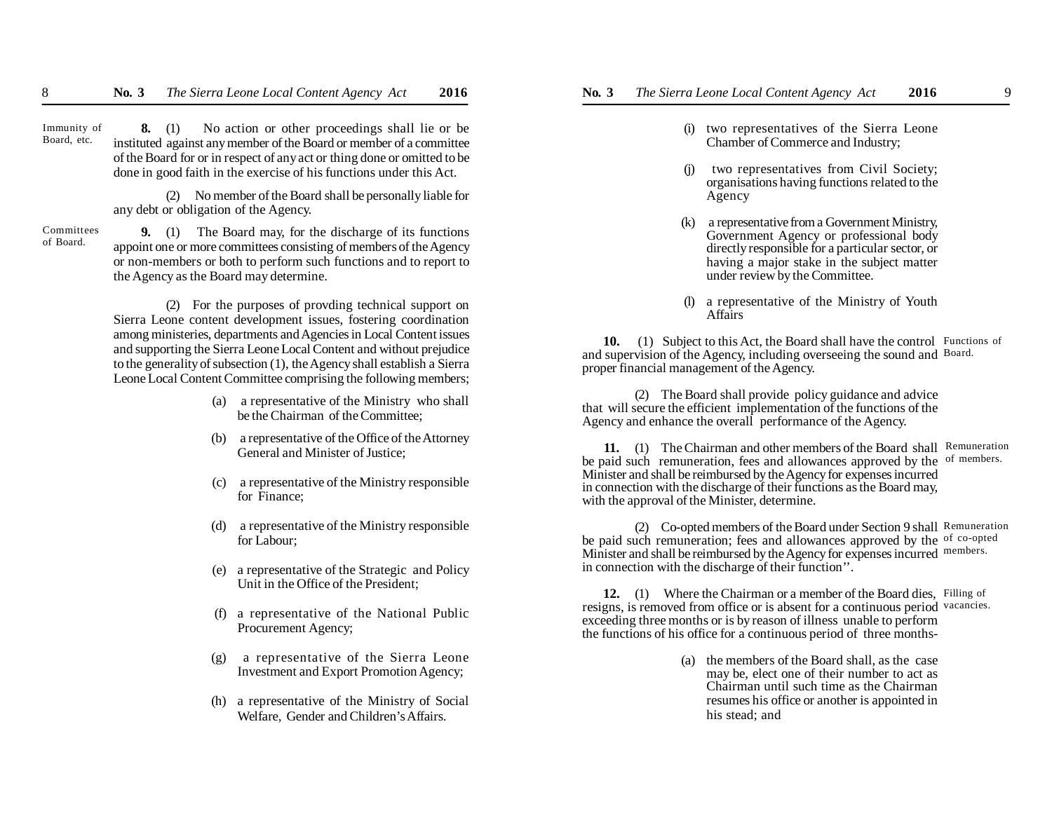**Immunity of Board, etc.**

**8.** (1) No action or other proceedings shall lie or be instituted against any member of the Board or member of a committee of the Board for or in respect of any act or thing done or omitted to be done in good faith in the exercise of his functions under this Act.

(2) No member of the Board shall be personally liable for any debt or obligation of the Agency.

**Committees of Board.**

**9.** (1) The Board may, for the discharge of its functions appoint one or more committees consisting of members of the Agency or non-members or both to perform such functions and to report to the Agency as the Board may determine.

(2) For the purposes of provding technical support on Sierra Leone content development issues, fostering coordination among ministeries, departments and Agencies in Local Content issues and supporting the Sierra Leone Local Content and without prejudice to the generality of subsection (1), the Agency shall establish a Sierra Leone Local Content Committee comprising the following members;

(a) a representative of the Ministry who shall be the Chairman of the Committee;

(b) a representative of the Office of the Attorney General and Minister of Justice;

(c) a representative of the Ministry responsible for Finance;

(d) a representative of the Ministry responsible for Labour;

(e) a representative of the Strategic and Policy Unit in the Office of the President;

(f) a representative of the National Public Procurement Agency;

(g) a representative of the Sierra Leone Investment and Export Promotion Agency;

(h) a representative of the Ministry of Social Welfare, Gender and Children's Affairs.

(i) two representatives of the Sierra Leone Chamber of Commerce and Industry;

(j) two representatives from Civil Society; organisations having functions related to the Agency

(k) a representative from a Government Ministry, Government Agency or professional body directly responsible for a particular sector, or having a major stake in the subject matter under review by the Committee.

(l) a representative of the Ministry of Youth Affairs

**Functions of Board.**

**10.** (1) Subject to this Act, the Board shall have the control and supervision of the Agency, including overseeing the sound and proper financial management of the Agency.

(2) The Board shall provide policy guidance and advice that will secure the efficient implementation of the functions of the Agency and enhance the overall performance of the Agency.

**Remuneration of members.**

**11.** (1) The Chairman and other members of the Board shall be paid such remuneration, fees and allowances approved by the Minister and shall be reimbursed by the Agency for expenses incurred in connection with the discharge of their functions as the Board may, with the approval of the Minister, determine.

**Remuneration of co-opted members.**

(2) Co-opted members of the Board under Section 9 shall be paid such remuneration; fees and allowances approved by the Minister and shall be reimbursed by the Agency for expenses incurred in connection with the discharge of their function''.

**Filling of vacancies.**

**12.** (1) Where the Chairman or a member of the Board dies, resigns, is removed from office or is absent for a continuous period exceeding three months or is by reason of illness unable to perform the functions of his office for a continuous period of three months-

(a) the members of the Board shall, as the case may be, elect one of their number to act as Chairman until such time as the Chairman resumes his office or another is appointed in his stead; and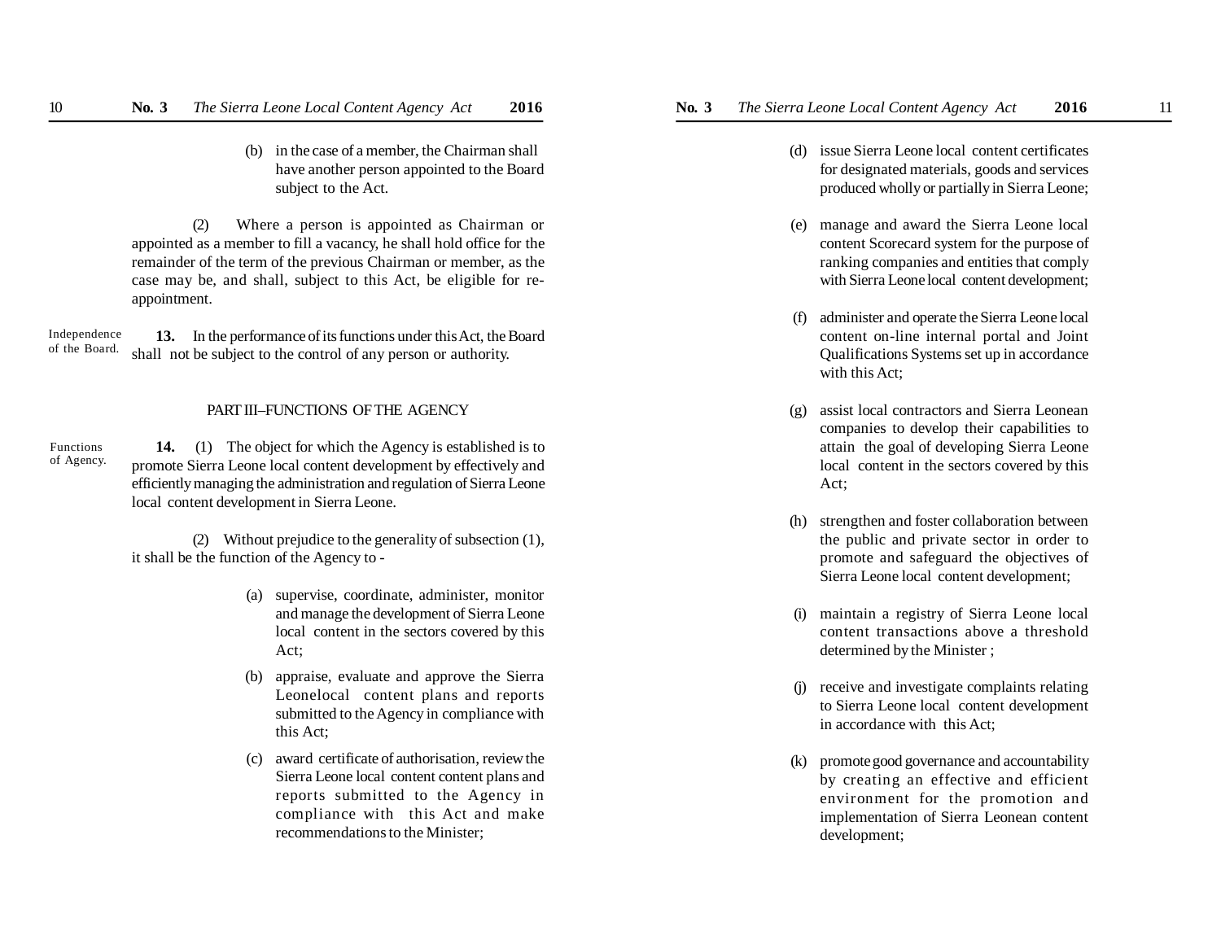(b) in the case of a member, the Chairman shall have another person appointed to the Board subject to the Act.

(2) Where a person is appointed as Chairman or appointed as a member to fill a vacancy, he shall hold office for the remainder of the term of the previous Chairman or member, as the case may be, and shall, subject to this Act, be eligible for re-appointment.

Independence of the Board.

**13.** In the performance of its functions under this Act, the Board shall not be subject to the control of any person or authority.

## PART III–FUNCTIONS OF THE AGENCY

Functions of Agency.

**14.** (1) The object for which the Agency is established is to promote Sierra Leone local content development by effectively and efficiently managing the administration and regulation of Sierra Leone local content development in Sierra Leone.

(2) Without prejudice to the generality of subsection (1), it shall be the function of the Agency to -

(a) supervise, coordinate, administer, monitor and manage the development of Sierra Leone local content in the sectors covered by this Act;

(b) appraise, evaluate and approve the Sierra Leonelocal content plans and reports submitted to the Agency in compliance with this Act;

(c) award certificate of authorisation, review the Sierra Leone local content content plans and reports submitted to the Agency in compliance with this Act and make recommendations to the Minister;

(d) issue Sierra Leone local content certificates for designated materials, goods and services produced wholly or partially in Sierra Leone;

(e) manage and award the Sierra Leone local content Scorecard system for the purpose of ranking companies and entities that comply with Sierra Leone local content development;

(f) administer and operate the Sierra Leone local content on-line internal portal and Joint Qualifications Systems set up in accordance with this Act;

(g) assist local contractors and Sierra Leonean companies to develop their capabilities to attain the goal of developing Sierra Leone local content in the sectors covered by this Act;

(h) strengthen and foster collaboration between the public and private sector in order to promote and safeguard the objectives of Sierra Leone local content development;

(i) maintain a registry of Sierra Leone local content transactions above a threshold determined by the Minister ;

(j) receive and investigate complaints relating to Sierra Leone local content development in accordance with this Act;

(k) promote good governance and accountability by creating an effective and efficient environment for the promotion and implementation of Sierra Leonean content development;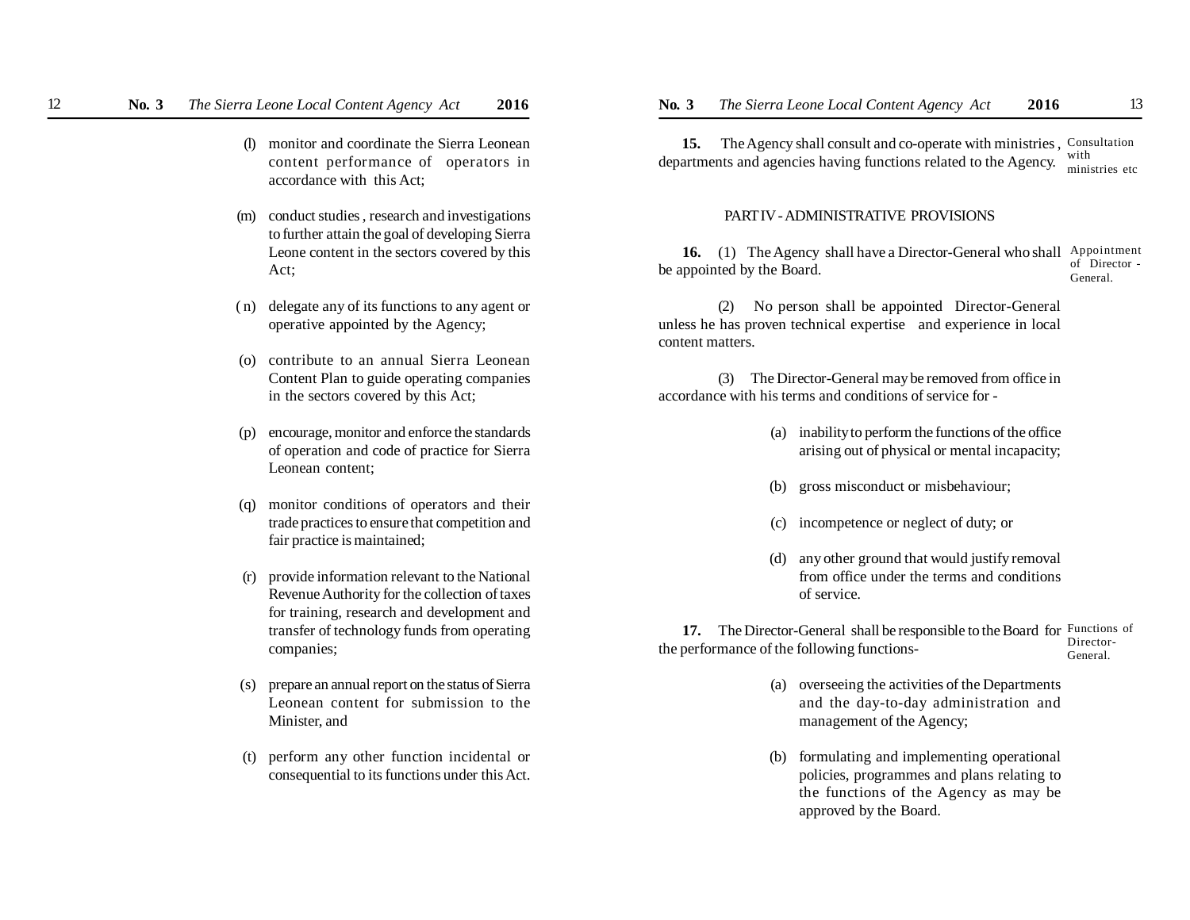(l) monitor and coordinate the Sierra Leonean content performance of operators in accordance with this Act;

(m) conduct studies , research and investigations to further attain the goal of developing Sierra Leone content in the sectors covered by this Act;

(n) delegate any of its functions to any agent or operative appointed by the Agency;

(o) contribute to an annual Sierra Leonean Content Plan to guide operating companies in the sectors covered by this Act;

(p) encourage, monitor and enforce the standards of operation and code of practice for Sierra Leonean content;

(q) monitor conditions of operators and their trade practices to ensure that competition and fair practice is maintained;

(r) provide information relevant to the National Revenue Authority for the collection of taxes for training, research and development and transfer of technology funds from operating companies;

(s) prepare an annual report on the status of Sierra Leonean content for submission to the Minister, and

(t) perform any other function incidental or consequential to its functions under this Act.

*Consultation with ministries etc*

**15.** The Agency shall consult and co-operate with ministries , departments and agencies having functions related to the Agency.

## PART IV - ADMINISTRATIVE PROVISIONS

*Appointment of Director - General.*

**16.** (1) The Agency shall have a Director-General who shall be appointed by the Board.

(2) No person shall be appointed Director-General unless he has proven technical expertise and experience in local content matters.

(3) The Director-General may be removed from office in accordance with his terms and conditions of service for -

(a) inability to perform the functions of the office arising out of physical or mental incapacity;

(b) gross misconduct or misbehaviour;

(c) incompetence or neglect of duty; or

(d) any other ground that would justify removal from office under the terms and conditions of service.

*Functions of Director-General.*

**17.** The Director-General shall be responsible to the Board for the performance of the following functions-

(a) overseeing the activities of the Departments and the day-to-day administration and management of the Agency;

(b) formulating and implementing operational policies, programmes and plans relating to the functions of the Agency as may be approved by the Board.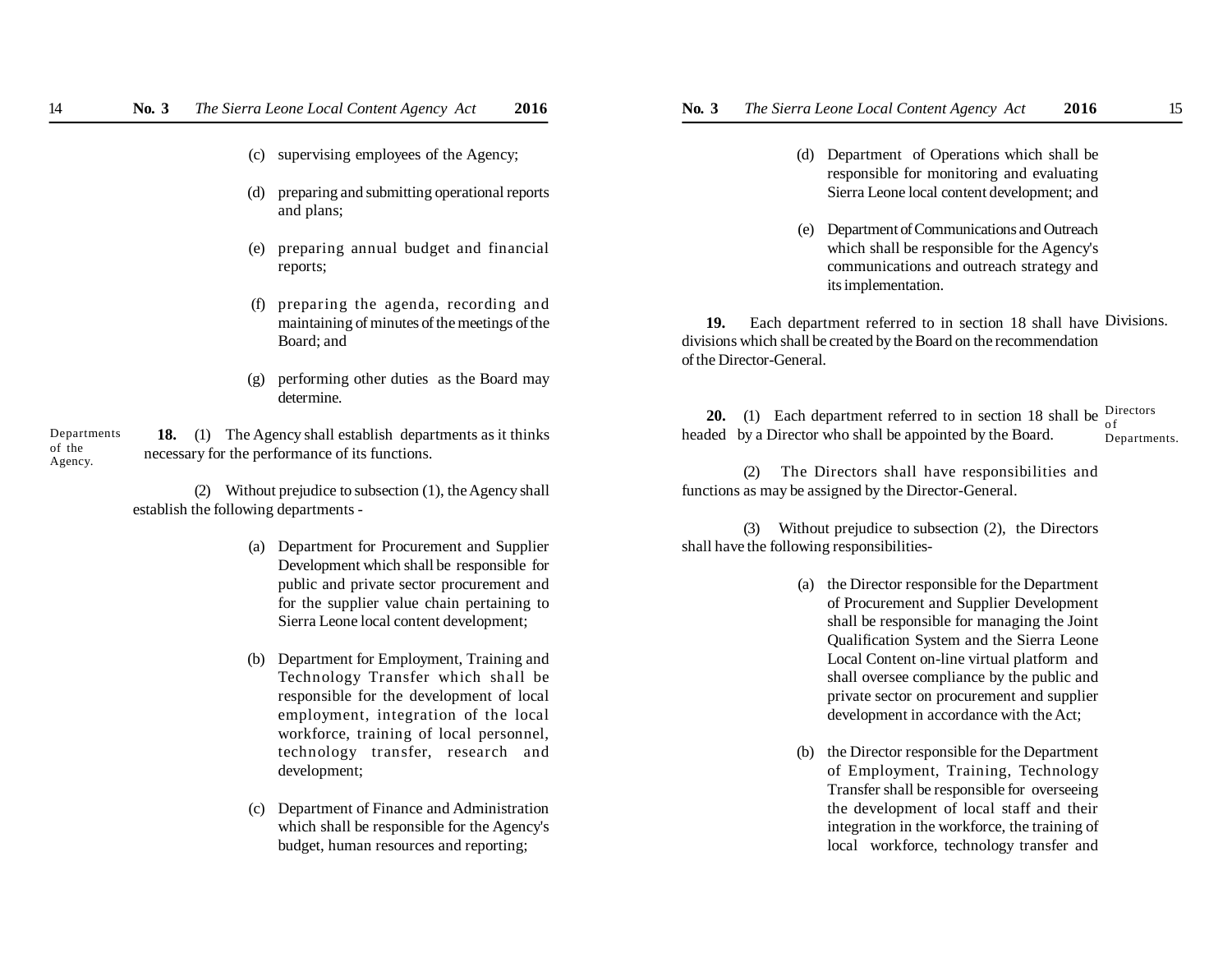(c) supervising employees of the Agency;

(d) preparing and submitting operational reports and plans;

(e) preparing annual budget and financial reports;

(f) preparing the agenda, recording and maintaining of minutes of the meetings of the Board; and

(g) performing other duties as the Board may determine.

Departments of the Agency.

**18.** (1) The Agency shall establish departments as it thinks necessary for the performance of its functions.

(2) Without prejudice to subsection (1), the Agency shall establish the following departments -

(a) Department for Procurement and Supplier Development which shall be responsible for public and private sector procurement and for the supplier value chain pertaining to Sierra Leone local content development;

(b) Department for Employment, Training and Technology Transfer which shall be responsible for the development of local employment, integration of the local workforce, training of local personnel, technology transfer, research and development;

(c) Department of Finance and Administration which shall be responsible for the Agency's budget, human resources and reporting;

(d) Department of Operations which shall be responsible for monitoring and evaluating Sierra Leone local content development; and

(e) Department of Communications and Outreach which shall be responsible for the Agency's communications and outreach strategy and its implementation.

Divisions.

**19.** Each department referred to in section 18 shall have divisions which shall be created by the Board on the recommendation of the Director-General.

Directors of Departments.

**20.** (1) Each department referred to in section 18 shall be headed by a Director who shall be appointed by the Board.

(2) The Directors shall have responsibilities and functions as may be assigned by the Director-General.

(3) Without prejudice to subsection (2), the Directors shall have the following responsibilities-

(a) the Director responsible for the Department of Procurement and Supplier Development shall be responsible for managing the Joint Qualification System and the Sierra Leone Local Content on-line virtual platform and shall oversee compliance by the public and private sector on procurement and supplier development in accordance with the Act;

(b) the Director responsible for the Department of Employment, Training, Technology Transfer shall be responsible for overseeing the development of local staff and their integration in the workforce, the training of local workforce, technology transfer and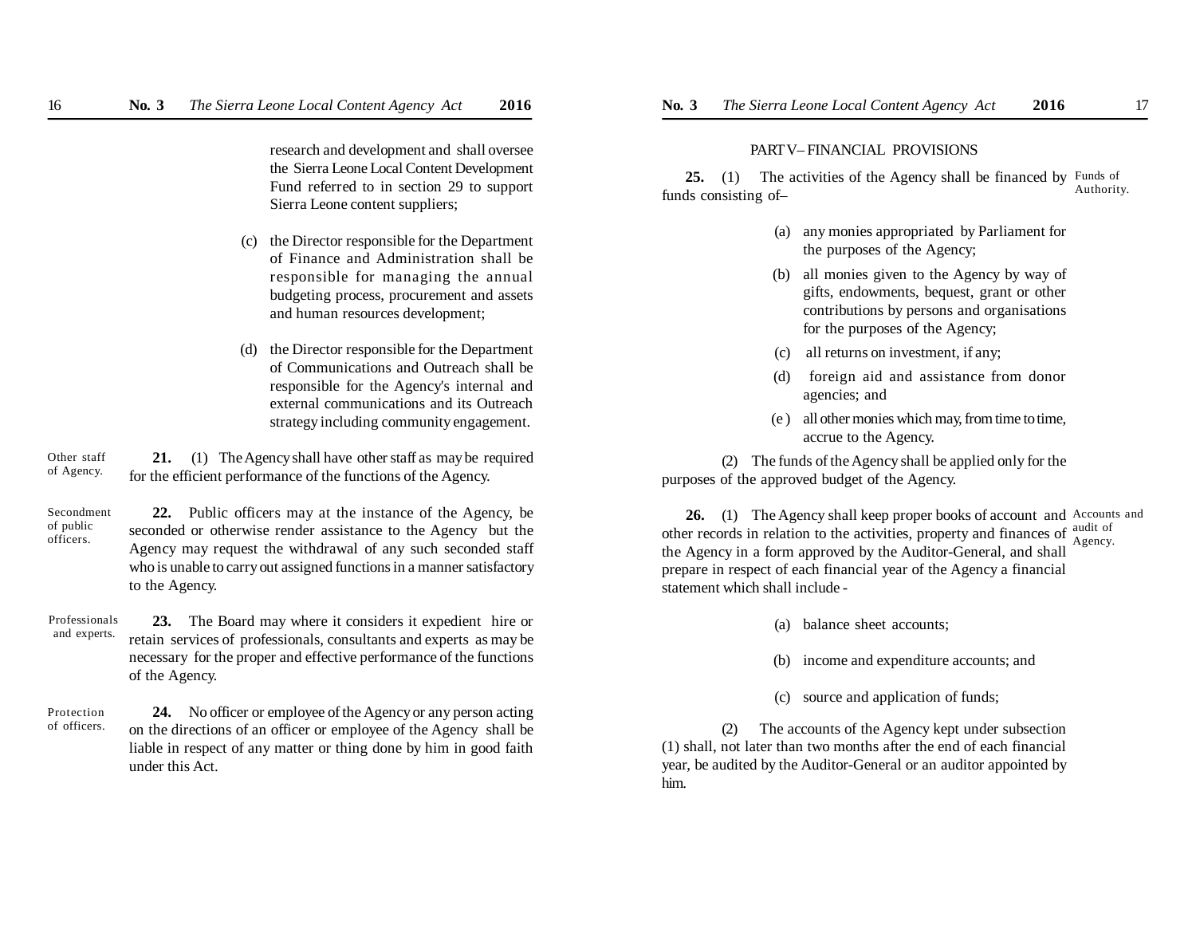research and development and shall oversee the Sierra Leone Local Content Development Fund referred to in section 29 to support Sierra Leone content suppliers;

(c) the Director responsible for the Department of Finance and Administration shall be responsible for managing the annual budgeting process, procurement and assets and human resources development;

(d) the Director responsible for the Department of Communications and Outreach shall be responsible for the Agency's internal and external communications and its Outreach strategy including community engagement.

*Other staff of Agency.*

**21.** (1) The Agency shall have other staff as may be required for the efficient performance of the functions of the Agency.

*Secondment of public officers.*

**22.** Public officers may at the instance of the Agency, be seconded or otherwise render assistance to the Agency but the Agency may request the withdrawal of any such seconded staff who is unable to carry out assigned functions in a manner satisfactory to the Agency.

*Professionals and experts.*

**23.** The Board may where it considers it expedient hire or retain services of professionals, consultants and experts as may be necessary for the proper and effective performance of the functions of the Agency.

*Protection of officers.*

**24.** No officer or employee of the Agency or any person acting on the directions of an officer or employee of the Agency shall be liable in respect of any matter or thing done by him in good faith under this Act.

## PART V– FINANCIAL PROVISIONS

*Funds of Authority.*

**25.** (1) The activities of the Agency shall be financed by funds consisting of–

(a) any monies appropriated by Parliament for the purposes of the Agency;

(b) all monies given to the Agency by way of gifts, endowments, bequest, grant or other contributions by persons and organisations for the purposes of the Agency;

(c) all returns on investment, if any;

(d) foreign aid and assistance from donor agencies; and

(e) all other monies which may, from time to time, accrue to the Agency.

(2) The funds of the Agency shall be applied only for the purposes of the approved budget of the Agency.

*Accounts and audit of Agency.*

**26.** (1) The Agency shall keep proper books of account and other records in relation to the activities, property and finances of the Agency in a form approved by the Auditor-General, and shall prepare in respect of each financial year of the Agency a financial statement which shall include -

(a) balance sheet accounts;

(b) income and expenditure accounts; and

(c) source and application of funds;

(2) The accounts of the Agency kept under subsection (1) shall, not later than two months after the end of each financial year, be audited by the Auditor-General or an auditor appointed by him.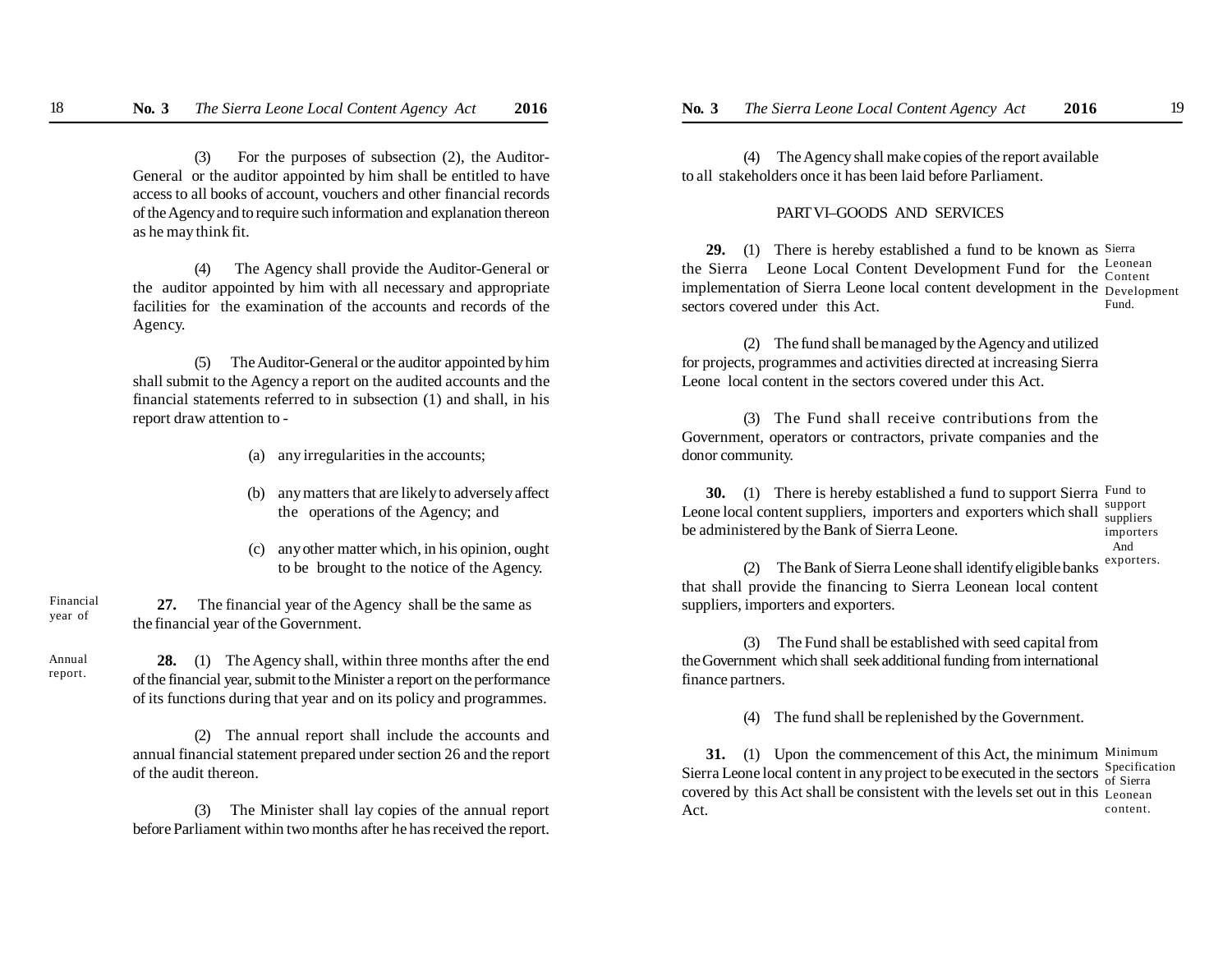(3) For the purposes of subsection (2), the Auditor-General or the auditor appointed by him shall be entitled to have access to all books of account, vouchers and other financial records of the Agency and to require such information and explanation thereon as he may think fit.

(4) The Agency shall provide the Auditor-General or the auditor appointed by him with all necessary and appropriate facilities for the examination of the accounts and records of the Agency.

(5) The Auditor-General or the auditor appointed by him shall submit to the Agency a report on the audited accounts and the financial statements referred to in subsection (1) and shall, in his report draw attention to -

(a) any irregularities in the accounts;

(b) any matters that are likely to adversely affect the operations of the Agency; and

(c) any other matter which, in his opinion, ought to be brought to the notice of the Agency.

*Financial year of*

**27.** The financial year of the Agency shall be the same as the financial year of the Government.

*Annual report.*

**28.** (1) The Agency shall, within three months after the end of the financial year, submit to the Minister a report on the performance of its functions during that year and on its policy and programmes.

(2) The annual report shall include the accounts and annual financial statement prepared under section 26 and the report of the audit thereon.

(3) The Minister shall lay copies of the annual report before Parliament within two months after he has received the report.

(4) The Agency shall make copies of the report available to all stakeholders once it has been laid before Parliament.

## PART VI–GOODS AND SERVICES

*Sierra Leonean Content Development Fund.*

**29.** (1) There is hereby established a fund to be known as the Sierra Leone Local Content Development Fund for the implementation of Sierra Leone local content development in the sectors covered under this Act.

(2) The fund shall be managed by the Agency and utilized for projects, programmes and activities directed at increasing Sierra Leone local content in the sectors covered under this Act.

(3) The Fund shall receive contributions from the Government, operators or contractors, private companies and the donor community.

*Fund to support suppliers importers And exporters.*

**30.** (1) There is hereby established a fund to support Sierra Leone local content suppliers, importers and exporters which shall be administered by the Bank of Sierra Leone.

(2) The Bank of Sierra Leone shall identify eligible banks that shall provide the financing to Sierra Leonean local content suppliers, importers and exporters.

(3) The Fund shall be established with seed capital from the Government which shall seek additional funding from international finance partners.

(4) The fund shall be replenished by the Government.

*Minimum Specification of Sierra Leonean content.*

**31.** (1) Upon the commencement of this Act, the minimum Sierra Leone local content in any project to be executed in the sectors covered by this Act shall be consistent with the levels set out in this Act.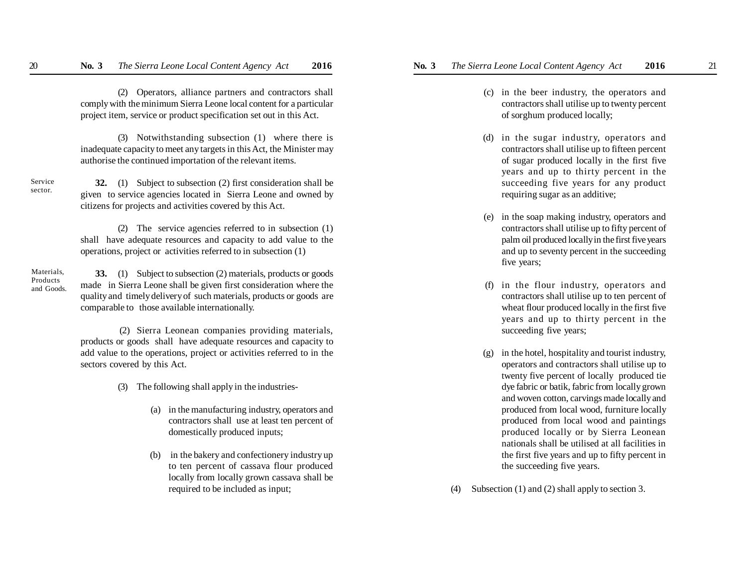(2) Operators, alliance partners and contractors shall comply with the minimum Sierra Leone local content for a particular project item, service or product specification set out in this Act.

(3) Notwithstanding subsection (1) where there is inadequate capacity to meet any targets in this Act, the Minister may authorise the continued importation of the relevant items.

Service sector.

**32.** (1) Subject to subsection (2) first consideration shall be given to service agencies located in Sierra Leone and owned by citizens for projects and activities covered by this Act.

(2) The service agencies referred to in subsection (1) shall have adequate resources and capacity to add value to the operations, project or activities referred to in subsection (1)

Materials, Products and Goods.

**33.** (1) Subject to subsection (2) materials, products or goods made in Sierra Leone shall be given first consideration where the quality and timely delivery of such materials, products or goods are comparable to those available internationally.

(2) Sierra Leonean companies providing materials, products or goods shall have adequate resources and capacity to add value to the operations, project or activities referred to in the sectors covered by this Act.

(3) The following shall apply in the industries-

(a) in the manufacturing industry, operators and contractors shall use at least ten percent of domestically produced inputs;

(b) in the bakery and confectionery industry up to ten percent of cassava flour produced locally from locally grown cassava shall be required to be included as input;

(c) in the beer industry, the operators and contractors shall utilise up to twenty percent of sorghum produced locally;

(d) in the sugar industry, operators and contractors shall utilise up to fifteen percent of sugar produced locally in the first five years and up to thirty percent in the succeeding five years for any product requiring sugar as an additive;

(e) in the soap making industry, operators and contractors shall utilise up to fifty percent of palm oil produced locally in the first five years and up to seventy percent in the succeeding five years;

(f) in the flour industry, operators and contractors shall utilise up to ten percent of wheat flour produced locally in the first five years and up to thirty percent in the succeeding five years;

(g) in the hotel, hospitality and tourist industry, operators and contractors shall utilise up to twenty five percent of locally produced tie dye fabric or batik, fabric from locally grown and woven cotton, carvings made locally and produced from local wood, furniture locally produced from local wood and paintings produced locally or by Sierra Leonean nationals shall be utilised at all facilities in the first five years and up to fifty percent in the succeeding five years.

(4) Subsection (1) and (2) shall apply to section 3.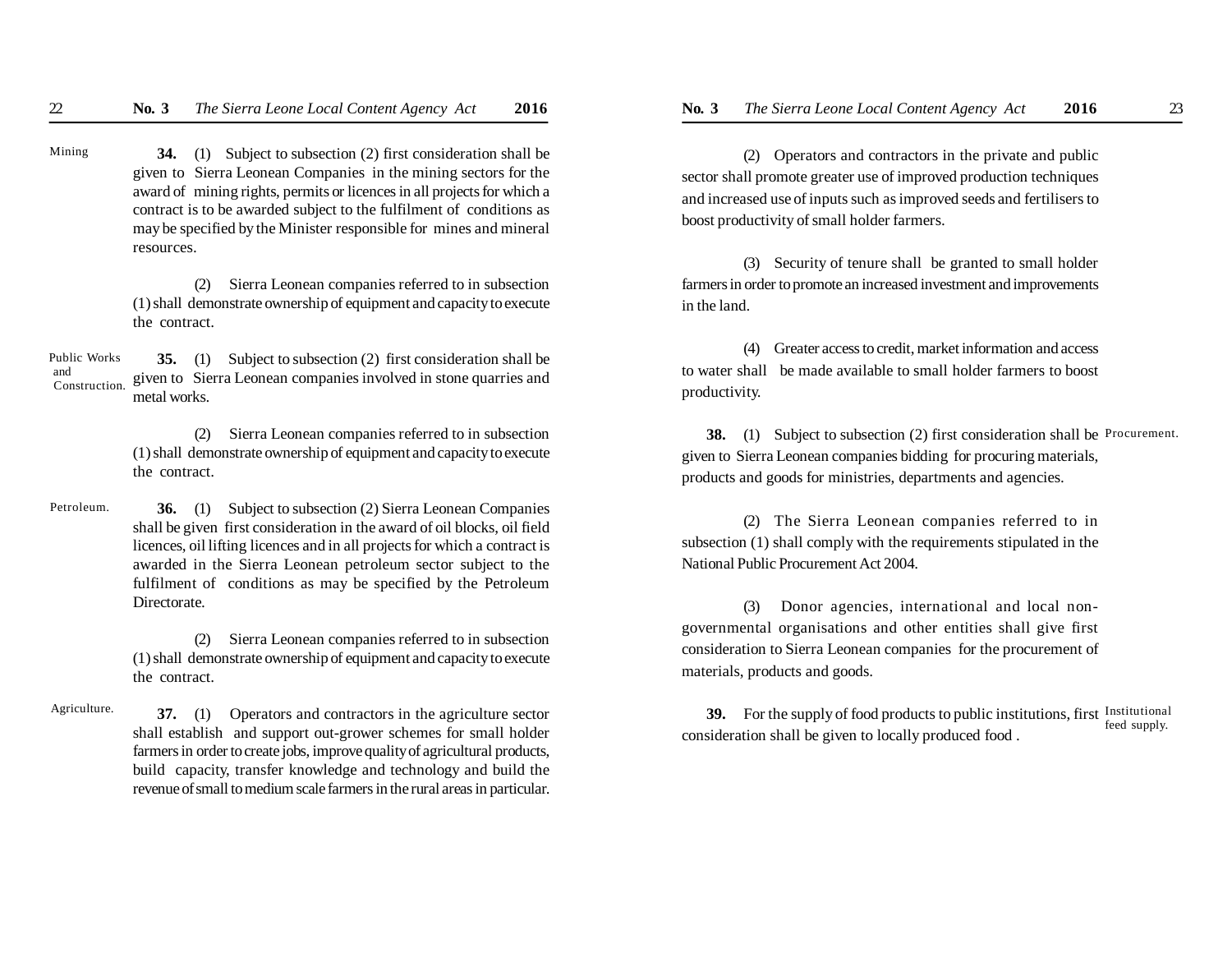Mining

**34.** (1) Subject to subsection (2) first consideration shall be given to Sierra Leonean Companies in the mining sectors for the award of mining rights, permits or licences in all projects for which a contract is to be awarded subject to the fulfilment of conditions as may be specified by the Minister responsible for mines and mineral resources.

(2) Sierra Leonean companies referred to in subsection (1) shall demonstrate ownership of equipment and capacity to execute the contract.

Public Works and Construction.

**35.** (1) Subject to subsection (2) first consideration shall be given to Sierra Leonean companies involved in stone quarries and metal works.

(2) Sierra Leonean companies referred to in subsection (1) shall demonstrate ownership of equipment and capacity to execute the contract.

Petroleum.

**36.** (1) Subject to subsection (2) Sierra Leonean Companies shall be given first consideration in the award of oil blocks, oil field licences, oil lifting licences and in all projects for which a contract is awarded in the Sierra Leonean petroleum sector subject to the fulfilment of conditions as may be specified by the Petroleum Directorate.

(2) Sierra Leonean companies referred to in subsection (1) shall demonstrate ownership of equipment and capacity to execute the contract.

Agriculture.

**37.** (1) Operators and contractors in the agriculture sector shall establish and support out-grower schemes for small holder farmers in order to create jobs, improve quality of agricultural products, build capacity, transfer knowledge and technology and build the revenue of small to medium scale farmers in the rural areas in particular.

(2) Operators and contractors in the private and public sector shall promote greater use of improved production techniques and increased use of inputs such as improved seeds and fertilisers to boost productivity of small holder farmers.

(3) Security of tenure shall be granted to small holder farmers in order to promote an increased investment and improvements in the land.

(4) Greater access to credit, market information and access to water shall be made available to small holder farmers to boost productivity.

Procurement.

**38.** (1) Subject to subsection (2) first consideration shall be given to Sierra Leonean companies bidding for procuring materials, products and goods for ministries, departments and agencies.

(2) The Sierra Leonean companies referred to in subsection (1) shall comply with the requirements stipulated in the National Public Procurement Act 2004.

(3) Donor agencies, international and local non-governmental organisations and other entities shall give first consideration to Sierra Leonean companies for the procurement of materials, products and goods.

Institutional feed supply.

**39.** For the supply of food products to public institutions, first consideration shall be given to locally produced food .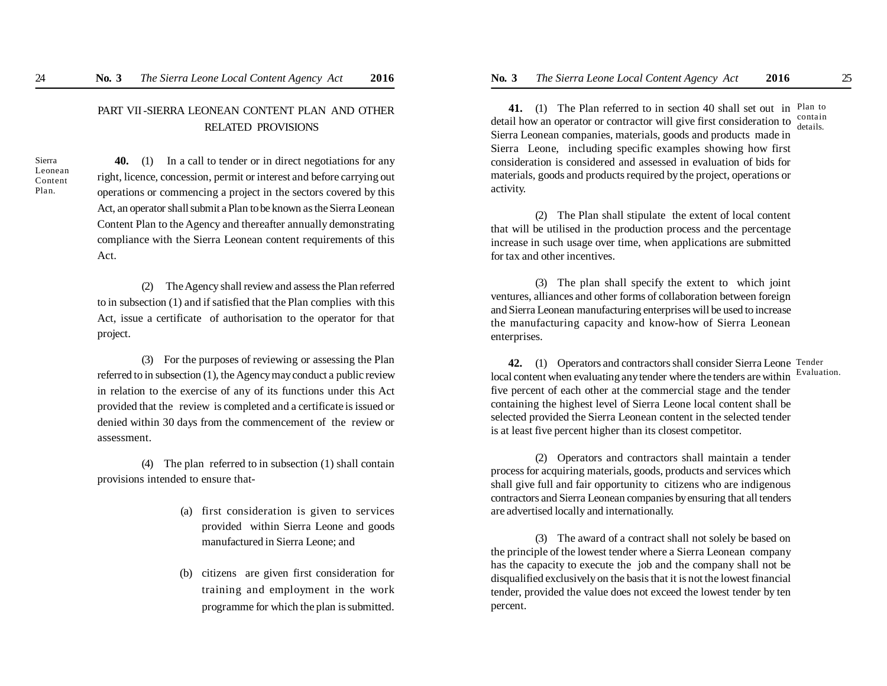## PART VII - SIERRA LEONEAN CONTENT PLAN AND OTHER RELATED PROVISIONS

*Sierra Leonean Content Plan.*

**40.** (1) In a call to tender or in direct negotiations for any right, licence, concession, permit or interest and before carrying out operations or commencing a project in the sectors covered by this Act, an operator shall submit a Plan to be known as the Sierra Leonean Content Plan to the Agency and thereafter annually demonstrating compliance with the Sierra Leonean content requirements of this Act.

(2) The Agency shall review and assess the Plan referred to in subsection (1) and if satisfied that the Plan complies with this Act, issue a certificate of authorisation to the operator for that project.

(3) For the purposes of reviewing or assessing the Plan referred to in subsection (1), the Agency may conduct a public review in relation to the exercise of any of its functions under this Act provided that the review is completed and a certificate is issued or denied within 30 days from the commencement of the review or assessment.

(4) The plan referred to in subsection (1) shall contain provisions intended to ensure that-

(a) first consideration is given to services provided within Sierra Leone and goods manufactured in Sierra Leone; and

(b) citizens are given first consideration for training and employment in the work programme for which the plan is submitted.

*Plan to contain details.*

**41.** (1) The Plan referred to in section 40 shall set out in detail how an operator or contractor will give first consideration to Sierra Leonean companies, materials, goods and products made in Sierra Leone, including specific examples showing how first consideration is considered and assessed in evaluation of bids for materials, goods and products required by the project, operations or activity.

(2) The Plan shall stipulate the extent of local content that will be utilised in the production process and the percentage increase in such usage over time, when applications are submitted for tax and other incentives.

(3) The plan shall specify the extent to which joint ventures, alliances and other forms of collaboration between foreign and Sierra Leonean manufacturing enterprises will be used to increase the manufacturing capacity and know-how of Sierra Leonean enterprises.

*Tender Evaluation.*

**42.** (1) Operators and contractors shall consider Sierra Leone local content when evaluating any tender where the tenders are within five percent of each other at the commercial stage and the tender containing the highest level of Sierra Leone local content shall be selected provided the Sierra Leonean content in the selected tender is at least five percent higher than its closest competitor.

(2) Operators and contractors shall maintain a tender process for acquiring materials, goods, products and services which shall give full and fair opportunity to citizens who are indigenous contractors and Sierra Leonean companies by ensuring that all tenders are advertised locally and internationally.

(3) The award of a contract shall not solely be based on the principle of the lowest tender where a Sierra Leonean company has the capacity to execute the job and the company shall not be disqualified exclusively on the basis that it is not the lowest financial tender, provided the value does not exceed the lowest tender by ten percent.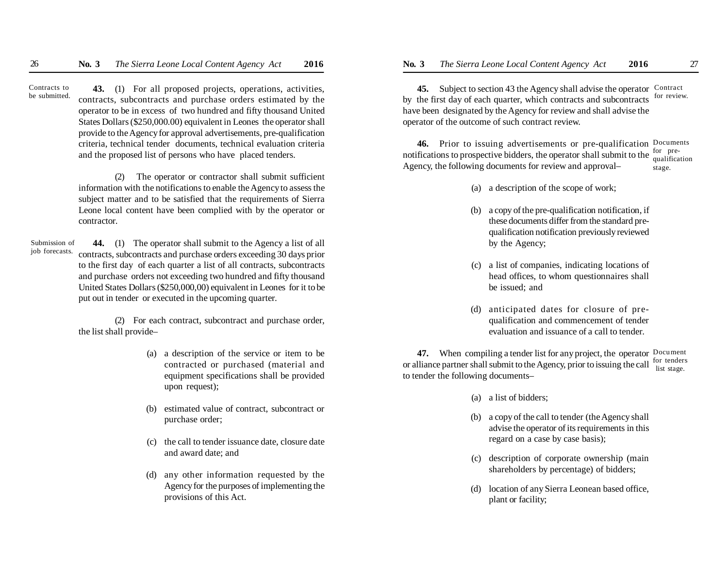Contracts to be submitted.

**43.** (1) For all proposed projects, operations, activities, contracts, subcontracts and purchase orders estimated by the operator to be in excess of two hundred and fifty thousand United States Dollars ($250,000.00) equivalent in Leones the operator shall provide to the Agency for approval advertisements, pre-qualification criteria, technical tender documents, technical evaluation criteria and the proposed list of persons who have placed tenders.

(2) The operator or contractor shall submit sufficient information with the notifications to enable the Agency to assess the subject matter and to be satisfied that the requirements of Sierra Leone local content have been complied with by the operator or contractor.

Submission of job forecasts.

**44.** (1) The operator shall submit to the Agency a list of all contracts, subcontracts and purchase orders exceeding 30 days prior to the first day of each quarter a list of all contracts, subcontracts and purchase orders not exceeding two hundred and fifty thousand United States Dollars ($250,000,00) equivalent in Leones for it to be put out in tender or executed in the upcoming quarter.

(2) For each contract, subcontract and purchase order, the list shall provide–

(a) a description of the service or item to be contracted or purchased (material and equipment specifications shall be provided upon request);

(b) estimated value of contract, subcontract or purchase order;

(c) the call to tender issuance date, closure date and award date; and

(d) any other information requested by the Agency for the purposes of implementing the provisions of this Act.

Contract for review.

**45.** Subject to section 43 the Agency shall advise the operator by the first day of each quarter, which contracts and subcontracts have been designated by the Agency for review and shall advise the operator of the outcome of such contract review.

Documents for pre-qualification stage.

**46.** Prior to issuing advertisements or pre-qualification notifications to prospective bidders, the operator shall submit to the Agency, the following documents for review and approval–

(a) a description of the scope of work;

(b) a copy of the pre-qualification notification, if these documents differ from the standard pre-qualification notification previously reviewed by the Agency;

(c) a list of companies, indicating locations of head offices, to whom questionnaires shall be issued; and

(d) anticipated dates for closure of pre-qualification and commencement of tender evaluation and issuance of a call to tender.

Document for tenders list stage.

**47.** When compiling a tender list for any project, the operator or alliance partner shall submit to the Agency, prior to issuing the call to tender the following documents–

(a) a list of bidders;

(b) a copy of the call to tender (the Agency shall advise the operator of its requirements in this regard on a case by case basis);

(c) description of corporate ownership (main shareholders by percentage) of bidders;

(d) location of any Sierra Leonean based office, plant or facility;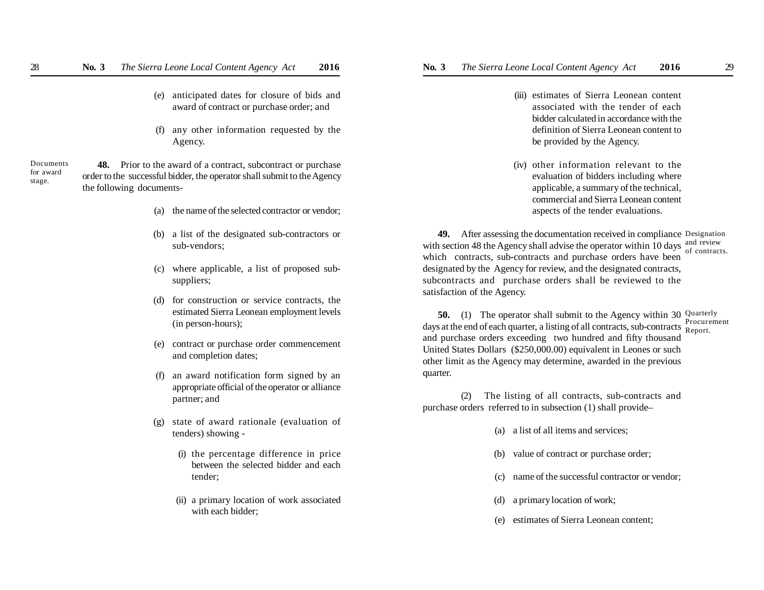(e) anticipated dates for closure of bids and award of contract or purchase order; and

(f) any other information requested by the Agency.

**Documents for award stage.**

**48.** Prior to the award of a contract, subcontract or purchase order to the successful bidder, the operator shall submit to the Agency the following documents-

(a) the name of the selected contractor or vendor;

(b) a list of the designated sub-contractors or sub-vendors;

(c) where applicable, a list of proposed sub-suppliers;

(d) for construction or service contracts, the estimated Sierra Leonean employment levels (in person-hours);

(e) contract or purchase order commencement and completion dates;

(f) an award notification form signed by an appropriate official of the operator or alliance partner; and

(g) state of award rationale (evaluation of tenders) showing -

(i) the percentage difference in price between the selected bidder and each tender;

(ii) a primary location of work associated with each bidder;

(iii) estimates of Sierra Leonean content associated with the tender of each bidder calculated in accordance with the definition of Sierra Leonean content to be provided by the Agency.

(iv) other information relevant to the evaluation of bidders including where applicable, a summary of the technical, commercial and Sierra Leonean content aspects of the tender evaluations.

**Designation and review of contracts.**

**49.** After assessing the documentation received in compliance with section 48 the Agency shall advise the operator within 10 days which contracts, sub-contracts and purchase orders have been designated by the Agency for review, and the designated contracts, subcontracts and purchase orders shall be reviewed to the satisfaction of the Agency.

**Quarterly Procurement Report.**

**50.** (1) The operator shall submit to the Agency within 30 days at the end of each quarter, a listing of all contracts, sub-contracts and purchase orders exceeding two hundred and fifty thousand United States Dollars ($250,000.00) equivalent in Leones or such other limit as the Agency may determine, awarded in the previous quarter.

(2) The listing of all contracts, sub-contracts and purchase orders referred to in subsection (1) shall provide–

(a) a list of all items and services;

(b) value of contract or purchase order;

(c) name of the successful contractor or vendor;

(d) a primary location of work;

(e) estimates of Sierra Leonean content;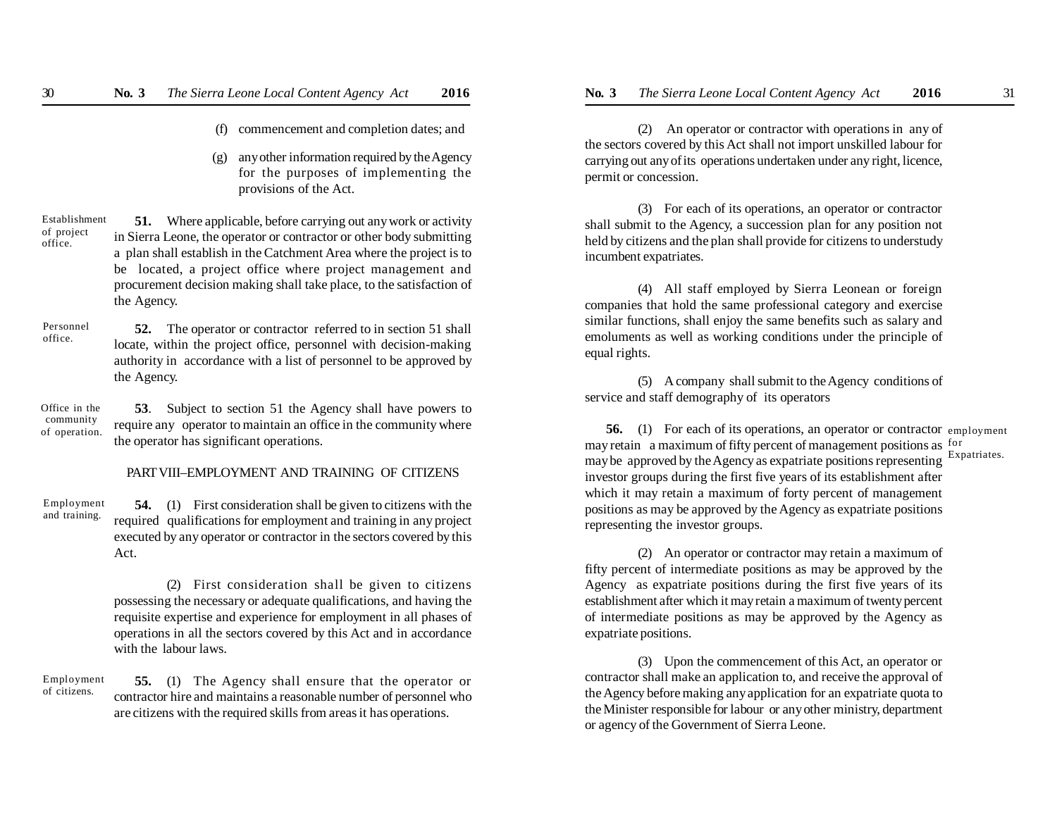(f) commencement and completion dates; and

(g) any other information required by the Agency for the purposes of implementing the provisions of the Act.

*Establishment of project office.*

**51.** Where applicable, before carrying out any work or activity in Sierra Leone, the operator or contractor or other body submitting a plan shall establish in the Catchment Area where the project is to be located, a project office where project management and procurement decision making shall take place, to the satisfaction of the Agency.

*Personnel office.*

**52.** The operator or contractor referred to in section 51 shall locate, within the project office, personnel with decision-making authority in accordance with a list of personnel to be approved by the Agency.

*Office in the community of operation.*

**53**. Subject to section 51 the Agency shall have powers to require any operator to maintain an office in the community where the operator has significant operations.

## PART VIII–EMPLOYMENT AND TRAINING OF CITIZENS

*Employment and training.*

**54.** (1) First consideration shall be given to citizens with the required qualifications for employment and training in any project executed by any operator or contractor in the sectors covered by this Act.

(2) First consideration shall be given to citizens possessing the necessary or adequate qualifications, and having the requisite expertise and experience for employment in all phases of operations in all the sectors covered by this Act and in accordance with the labour laws.

*Employment of citizens.*

**55.** (1) The Agency shall ensure that the operator or contractor hire and maintains a reasonable number of personnel who are citizens with the required skills from areas it has operations.

(2) An operator or contractor with operations in any of the sectors covered by this Act shall not import unskilled labour for carrying out any of its operations undertaken under any right, licence, permit or concession.

(3) For each of its operations, an operator or contractor shall submit to the Agency, a succession plan for any position not held by citizens and the plan shall provide for citizens to understudy incumbent expatriates.

(4) All staff employed by Sierra Leonean or foreign companies that hold the same professional category and exercise similar functions, shall enjoy the same benefits such as salary and emoluments as well as working conditions under the principle of equal rights.

(5) A company shall submit to the Agency conditions of service and staff demography of its operators

*employment for Expatriates.*

**56.** (1) For each of its operations, an operator or contractor may retain a maximum of fifty percent of management positions as may be approved by the Agency as expatriate positions representing investor groups during the first five years of its establishment after which it may retain a maximum of forty percent of management positions as may be approved by the Agency as expatriate positions representing the investor groups.

(2) An operator or contractor may retain a maximum of fifty percent of intermediate positions as may be approved by the Agency as expatriate positions during the first five years of its establishment after which it may retain a maximum of twenty percent of intermediate positions as may be approved by the Agency as expatriate positions.

(3) Upon the commencement of this Act, an operator or contractor shall make an application to, and receive the approval of the Agency before making any application for an expatriate quota to the Minister responsible for labour or any other ministry, department or agency of the Government of Sierra Leone.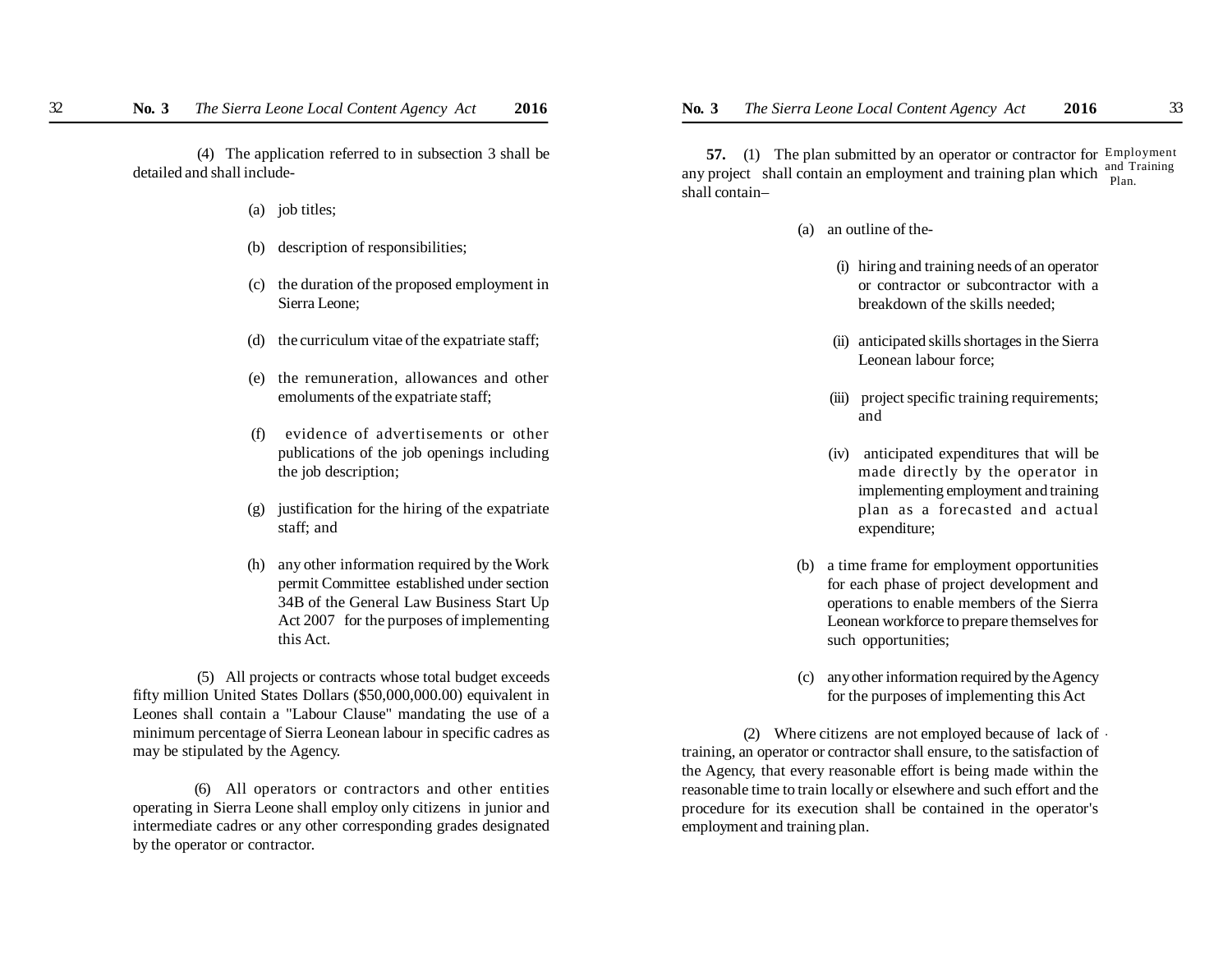(4) The application referred to in subsection 3 shall be detailed and shall include-

(a) job titles;

(b) description of responsibilities;

(c) the duration of the proposed employment in Sierra Leone;

(d) the curriculum vitae of the expatriate staff;

(e) the remuneration, allowances and other emoluments of the expatriate staff;

(f) evidence of advertisements or other publications of the job openings including the job description;

(g) justification for the hiring of the expatriate staff; and

(h) any other information required by the Work permit Committee established under section 34B of the General Law Business Start Up Act 2007 for the purposes of implementing this Act.

(5) All projects or contracts whose total budget exceeds fifty million United States Dollars ($50,000,000.00) equivalent in Leones shall contain a "Labour Clause" mandating the use of a minimum percentage of Sierra Leonean labour in specific cadres as may be stipulated by the Agency.

(6) All operators or contractors and other entities operating in Sierra Leone shall employ only citizens in junior and intermediate cadres or any other corresponding grades designated by the operator or contractor.

*Employment and Training Plan.*

**57.** (1) The plan submitted by an operator or contractor for any project shall contain an employment and training plan which shall contain–

(a) an outline of the-

(i) hiring and training needs of an operator or contractor or subcontractor with a breakdown of the skills needed;

(ii) anticipated skills shortages in the Sierra Leonean labour force;

(iii) project specific training requirements; and

(iv) anticipated expenditures that will be made directly by the operator in implementing employment and training plan as a forecasted and actual expenditure;

(b) a time frame for employment opportunities for each phase of project development and operations to enable members of the Sierra Leonean workforce to prepare themselves for such opportunities;

(c) any other information required by the Agency for the purposes of implementing this Act

(2) Where citizens are not employed because of lack of training, an operator or contractor shall ensure, to the satisfaction of the Agency, that every reasonable effort is being made within the reasonable time to train locally or elsewhere and such effort and the procedure for its execution shall be contained in the operator's employment and training plan.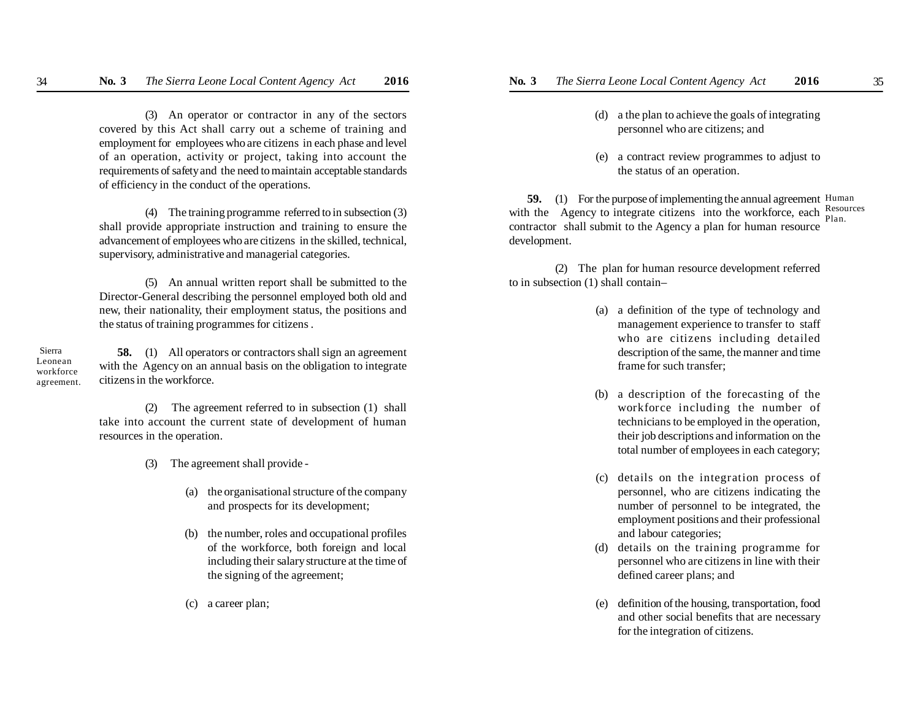(3) An operator or contractor in any of the sectors covered by this Act shall carry out a scheme of training and employment for employees who are citizens in each phase and level of an operation, activity or project, taking into account the requirements of safety and the need to maintain acceptable standards of efficiency in the conduct of the operations.

(4) The training programme referred to in subsection (3) shall provide appropriate instruction and training to ensure the advancement of employees who are citizens in the skilled, technical, supervisory, administrative and managerial categories.

(5) An annual written report shall be submitted to the Director-General describing the personnel employed both old and new, their nationality, their employment status, the positions and the status of training programmes for citizens .

Sierra Leonean workforce agreement.

**58.** (1) All operators or contractors shall sign an agreement with the Agency on an annual basis on the obligation to integrate citizens in the workforce.

(2) The agreement referred to in subsection (1) shall take into account the current state of development of human resources in the operation.

(3) The agreement shall provide -

(a) the organisational structure of the company and prospects for its development;

(b) the number, roles and occupational profiles of the workforce, both foreign and local including their salary structure at the time of the signing of the agreement;

(c) a career plan;

(d) a the plan to achieve the goals of integrating personnel who are citizens; and

(e) a contract review programmes to adjust to the status of an operation.

Human Resources Plan.

**59.** (1) For the purpose of implementing the annual agreement with the Agency to integrate citizens into the workforce, each contractor shall submit to the Agency a plan for human resource development.

(2) The plan for human resource development referred to in subsection (1) shall contain–

(a) a definition of the type of technology and management experience to transfer to staff who are citizens including detailed description of the same, the manner and time frame for such transfer;

(b) a description of the forecasting of the workforce including the number of technicians to be employed in the operation, their job descriptions and information on the total number of employees in each category;

(c) details on the integration process of personnel, who are citizens indicating the number of personnel to be integrated, the employment positions and their professional and labour categories;

(d) details on the training programme for personnel who are citizens in line with their defined career plans; and

(e) definition of the housing, transportation, food and other social benefits that are necessary for the integration of citizens.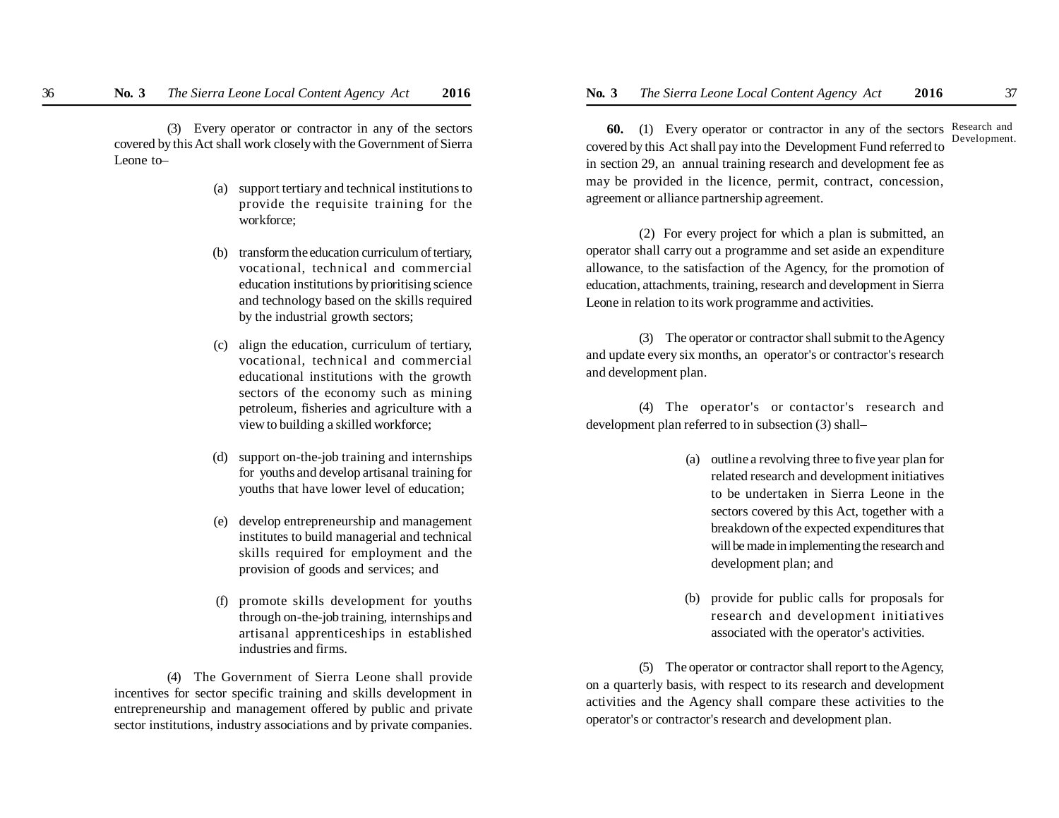(3) Every operator or contractor in any of the sectors covered by this Act shall work closely with the Government of Sierra Leone to–

(a) support tertiary and technical institutions to provide the requisite training for the workforce;

(b) transform the education curriculum of tertiary, vocational, technical and commercial education institutions by prioritising science and technology based on the skills required by the industrial growth sectors;

(c) align the education, curriculum of tertiary, vocational, technical and commercial educational institutions with the growth sectors of the economy such as mining petroleum, fisheries and agriculture with a view to building a skilled workforce;

(d) support on-the-job training and internships for youths and develop artisanal training for youths that have lower level of education;

(e) develop entrepreneurship and management institutes to build managerial and technical skills required for employment and the provision of goods and services; and

(f) promote skills development for youths through on-the-job training, internships and artisanal apprenticeships in established industries and firms.

(4) The Government of Sierra Leone shall provide incentives for sector specific training and skills development in entrepreneurship and management offered by public and private sector institutions, industry associations and by private companies.

Research and Development.

**60.** (1) Every operator or contractor in any of the sectors covered by this Act shall pay into the Development Fund referred to in section 29, an annual training research and development fee as may be provided in the licence, permit, contract, concession, agreement or alliance partnership agreement.

(2) For every project for which a plan is submitted, an operator shall carry out a programme and set aside an expenditure allowance, to the satisfaction of the Agency, for the promotion of education, attachments, training, research and development in Sierra Leone in relation to its work programme and activities.

(3) The operator or contractor shall submit to the Agency and update every six months, an operator's or contractor's research and development plan.

(4) The operator's or contactor's research and development plan referred to in subsection (3) shall–

(a) outline a revolving three to five year plan for related research and development initiatives to be undertaken in Sierra Leone in the sectors covered by this Act, together with a breakdown of the expected expenditures that will be made in implementing the research and development plan; and

(b) provide for public calls for proposals for research and development initiatives associated with the operator's activities.

(5) The operator or contractor shall report to the Agency, on a quarterly basis, with respect to its research and development activities and the Agency shall compare these activities to the operator's or contractor's research and development plan.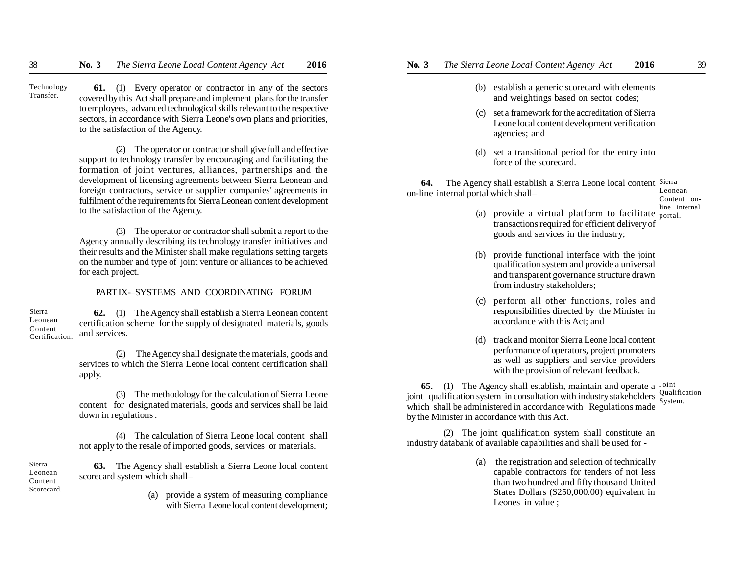**Technology Transfer.**

**61.** (1) Every operator or contractor in any of the sectors covered by this Act shall prepare and implement plans for the transfer to employees, advanced technological skills relevant to the respective sectors, in accordance with Sierra Leone's own plans and priorities, to the satisfaction of the Agency.

(2) The operator or contractor shall give full and effective support to technology transfer by encouraging and facilitating the formation of joint ventures, alliances, partnerships and the development of licensing agreements between Sierra Leonean and foreign contractors, service or supplier companies' agreements in fulfilment of the requirements for Sierra Leonean content development to the satisfaction of the Agency.

(3) The operator or contractor shall submit a report to the Agency annually describing its technology transfer initiatives and their results and the Minister shall make regulations setting targets on the number and type of joint venture or alliances to be achieved for each project.

## PART IX—SYSTEMS AND COORDINATING FORUM

**Sierra Leonean Content Certification.**

**62.** (1) The Agency shall establish a Sierra Leonean content certification scheme for the supply of designated materials, goods and services.

(2) The Agency shall designate the materials, goods and services to which the Sierra Leone local content certification shall apply.

(3) The methodology for the calculation of Sierra Leone content for designated materials, goods and services shall be laid down in regulations .

(4) The calculation of Sierra Leone local content shall not apply to the resale of imported goods, services or materials.

**Sierra Leonean Content Scorecard.**

**63.** The Agency shall establish a Sierra Leone local content scorecard system which shall–

(a) provide a system of measuring compliance with Sierra Leone local content development;

(b) establish a generic scorecard with elements and weightings based on sector codes;

(c) set a framework for the accreditation of Sierra Leone local content development verification agencies; and

(d) set a transitional period for the entry into force of the scorecard.

**Sierra Leonean Content on-line internal portal.**

**64.** The Agency shall establish a Sierra Leone local content on-line internal portal which shall–

(a) provide a virtual platform to facilitate transactions required for efficient delivery of goods and services in the industry;

(b) provide functional interface with the joint qualification system and provide a universal and transparent governance structure drawn from industry stakeholders;

(c) perform all other functions, roles and responsibilities directed by the Minister in accordance with this Act; and

(d) track and monitor Sierra Leone local content performance of operators, project promoters as well as suppliers and service providers with the provision of relevant feedback.

**Joint Qualification System.**

**65.** (1) The Agency shall establish, maintain and operate a joint qualification system in consultation with industry stakeholders which shall be administered in accordance with Regulations made by the Minister in accordance with this Act.

(2) The joint qualification system shall constitute an industry databank of available capabilities and shall be used for -

(a) the registration and selection of technically capable contractors for tenders of not less than two hundred and fifty thousand United States Dollars ($250,000.00) equivalent in Leones in value ;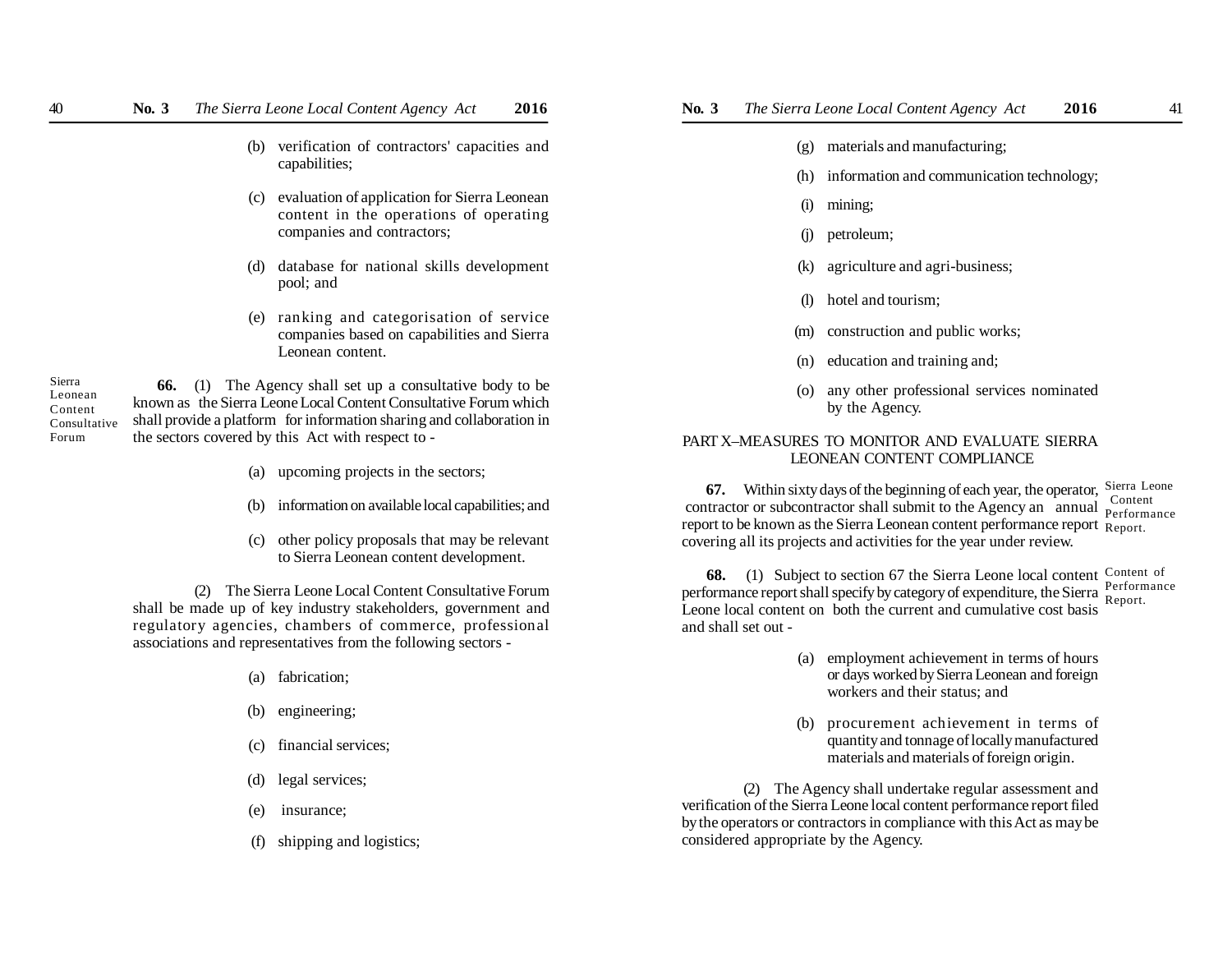(b) verification of contractors' capacities and capabilities;

(c) evaluation of application for Sierra Leonean content in the operations of operating companies and contractors;

(d) database for national skills development pool; and

(e) ranking and categorisation of service companies based on capabilities and Sierra Leonean content.

Sierra Leonean Content Consultative Forum

**66.** (1) The Agency shall set up a consultative body to be known as the Sierra Leone Local Content Consultative Forum which shall provide a platform for information sharing and collaboration in the sectors covered by this Act with respect to -

(a) upcoming projects in the sectors;

(b) information on available local capabilities; and

(c) other policy proposals that may be relevant to Sierra Leonean content development.

(2) The Sierra Leone Local Content Consultative Forum shall be made up of key industry stakeholders, government and regulatory agencies, chambers of commerce, professional associations and representatives from the following sectors -

(a) fabrication;

(b) engineering;

(c) financial services;

(d) legal services;

(e) insurance;

(f) shipping and logistics;

(g) materials and manufacturing;

(h) information and communication technology;

(i) mining;

(j) petroleum;

(k) agriculture and agri-business;

(l) hotel and tourism;

(m) construction and public works;

(n) education and training and;

(o) any other professional services nominated by the Agency.

## PART X–MEASURES TO MONITOR AND EVALUATE SIERRA LEONEAN CONTENT COMPLIANCE

Sierra Leone Content Performance Report.

**67.** Within sixty days of the beginning of each year, the operator, contractor or subcontractor shall submit to the Agency an annual report to be known as the Sierra Leonean content performance report covering all its projects and activities for the year under review.

Content of Performance Report.

**68.** (1) Subject to section 67 the Sierra Leone local content performance report shall specify by category of expenditure, the Sierra Leone local content on both the current and cumulative cost basis and shall set out -

(a) employment achievement in terms of hours or days worked by Sierra Leonean and foreign workers and their status; and

(b) procurement achievement in terms of quantity and tonnage of locally manufactured materials and materials of foreign origin.

(2) The Agency shall undertake regular assessment and verification of the Sierra Leone local content performance report filed by the operators or contractors in compliance with this Act as may be considered appropriate by the Agency.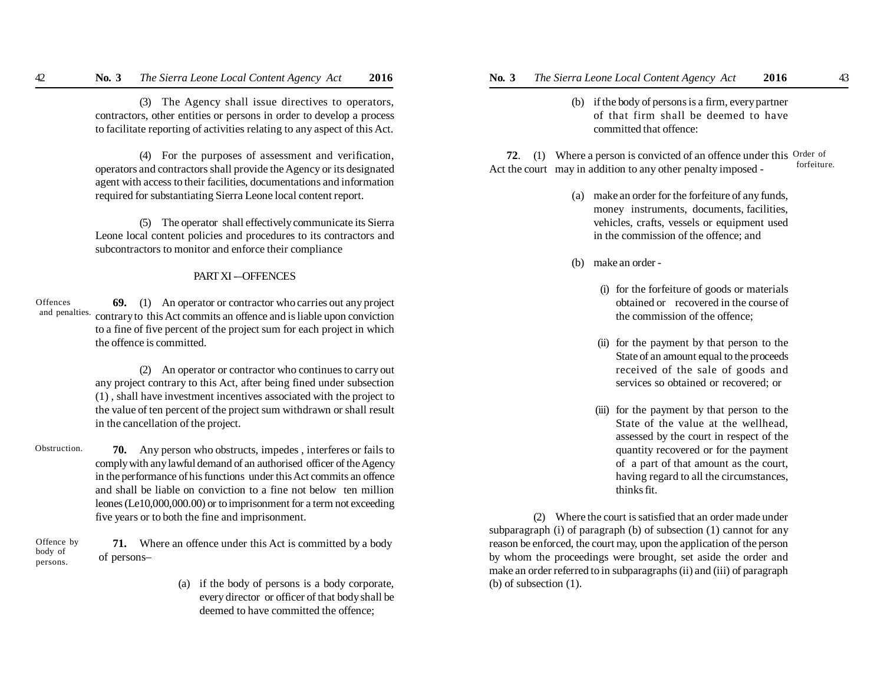(3) The Agency shall issue directives to operators, contractors, other entities or persons in order to develop a process to facilitate reporting of activities relating to any aspect of this Act.

(4) For the purposes of assessment and verification, operators and contractors shall provide the Agency or its designated agent with access to their facilities, documentations and information required for substantiating Sierra Leone local content report.

(5) The operator shall effectively communicate its Sierra Leone local content policies and procedures to its contractors and subcontractors to monitor and enforce their compliance

## PART XI –OFFENCES

*Offences and penalties.*

**69.** (1) An operator or contractor who carries out any project contrary to this Act commits an offence and is liable upon conviction to a fine of five percent of the project sum for each project in which the offence is committed.

(2) An operator or contractor who continues to carry out any project contrary to this Act, after being fined under subsection (1) , shall have investment incentives associated with the project to the value of ten percent of the project sum withdrawn or shall result in the cancellation of the project.

*Obstruction.*

**70.** Any person who obstructs, impedes , interferes or fails to comply with any lawful demand of an authorised officer of the Agency in the performance of his functions under this Act commits an offence and shall be liable on conviction to a fine not below ten million leones (Le10,000,000.00) or to imprisonment for a term not exceeding five years or to both the fine and imprisonment.

*Offence by body of persons.*

**71.** Where an offence under this Act is committed by a body of persons–

(a) if the body of persons is a body corporate, every director or officer of that body shall be deemed to have committed the offence;

(b) if the body of persons is a firm, every partner of that firm shall be deemed to have committed that offence:

*Order of forfeiture.*

**72**. (1) Where a person is convicted of an offence under this Act the court may in addition to any other penalty imposed -

(a) make an order for the forfeiture of any funds, money instruments, documents, facilities, vehicles, crafts, vessels or equipment used in the commission of the offence; and

(b) make an order -

(i) for the forfeiture of goods or materials obtained or recovered in the course of the commission of the offence;

(ii) for the payment by that person to the State of an amount equal to the proceeds received of the sale of goods and services so obtained or recovered; or

(iii) for the payment by that person to the State of the value at the wellhead, assessed by the court in respect of the quantity recovered or for the payment of a part of that amount as the court, having regard to all the circumstances, thinks fit.

(2) Where the court is satisfied that an order made under subparagraph (i) of paragraph (b) of subsection (1) cannot for any reason be enforced, the court may, upon the application of the person by whom the proceedings were brought, set aside the order and make an order referred to in subparagraphs (ii) and (iii) of paragraph (b) of subsection (1).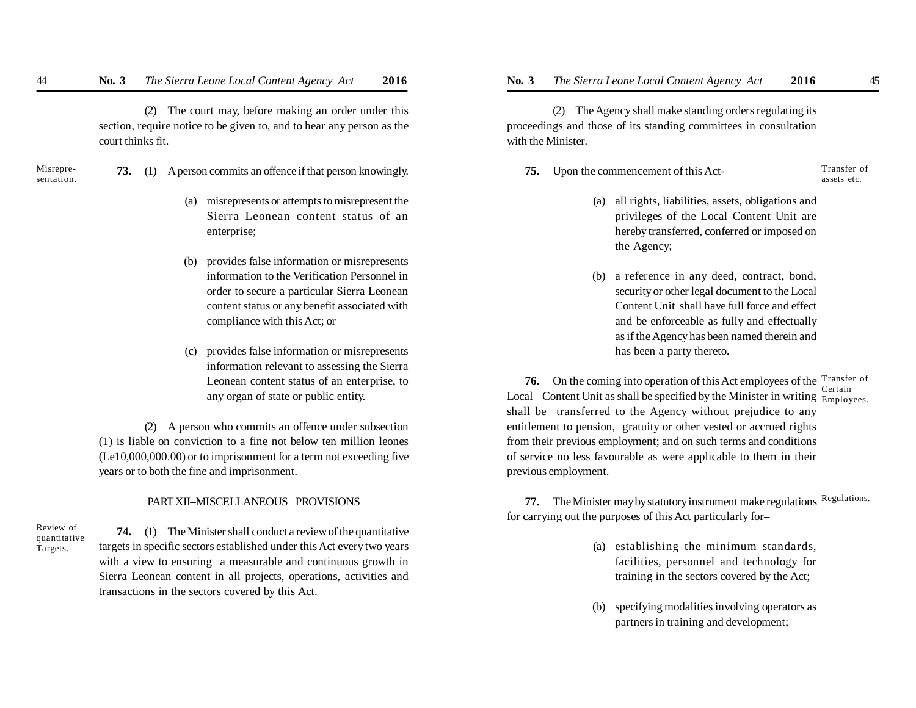(2) The court may, before making an order under this section, require notice to be given to, and to hear any person as the court thinks fit.

Misrepresentation.

**73.** (1) A person commits an offence if that person knowingly.

(a) misrepresents or attempts to misrepresent the Sierra Leonean content status of an enterprise;

(b) provides false information or misrepresents information to the Verification Personnel in order to secure a particular Sierra Leonean content status or any benefit associated with compliance with this Act; or

(c) provides false information or misrepresents information relevant to assessing the Sierra Leonean content status of an enterprise, to any organ of state or public entity.

(2) A person who commits an offence under subsection (1) is liable on conviction to a fine not below ten million leones (Le10,000,000.00) or to imprisonment for a term not exceeding five years or to both the fine and imprisonment.

## PART XII–MISCELLANEOUS PROVISIONS

Review of quantitative Targets.

**74.** (1) The Minister shall conduct a review of the quantitative targets in specific sectors established under this Act every two years with a view to ensuring a measurable and continuous growth in Sierra Leonean content in all projects, operations, activities and transactions in the sectors covered by this Act.

(2) The Agency shall make standing orders regulating its proceedings and those of its standing committees in consultation with the Minister.

Transfer of assets etc.

**75.** Upon the commencement of this Act-

(a) all rights, liabilities, assets, obligations and privileges of the Local Content Unit are hereby transferred, conferred or imposed on the Agency;

(b) a reference in any deed, contract, bond, security or other legal document to the Local Content Unit shall have full force and effect and be enforceable as fully and effectually as if the Agency has been named therein and has been a party thereto.

Transfer of Certain Employees.

**76.** On the coming into operation of this Act employees of the Local Content Unit as shall be specified by the Minister in writing shall be transferred to the Agency without prejudice to any entitlement to pension, gratuity or other vested or accrued rights from their previous employment; and on such terms and conditions of service no less favourable as were applicable to them in their previous employment.

Regulations.

**77.** The Minister may by statutory instrument make regulations for carrying out the purposes of this Act particularly for–

(a) establishing the minimum standards, facilities, personnel and technology for training in the sectors covered by the Act;

(b) specifying modalities involving operators as partners in training and development;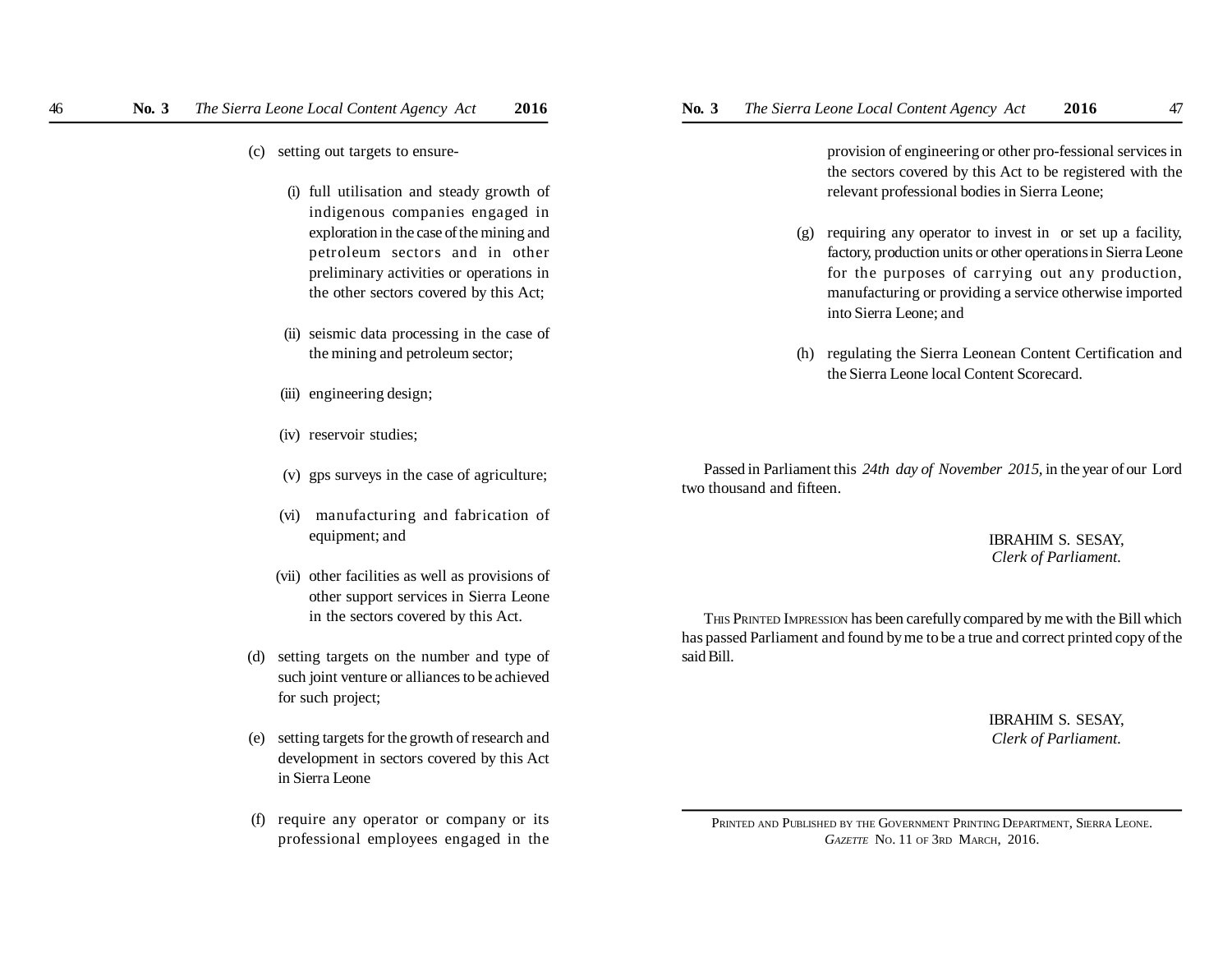(c) setting out targets to ensure-

(i) full utilisation and steady growth of indigenous companies engaged in exploration in the case of the mining and petroleum sectors and in other preliminary activities or operations in the other sectors covered by this Act;

(ii) seismic data processing in the case of the mining and petroleum sector;

(iii) engineering design;

(iv) reservoir studies;

(v) gps surveys in the case of agriculture;

(vi) manufacturing and fabrication of equipment; and

(vii) other facilities as well as provisions of other support services in Sierra Leone in the sectors covered by this Act.

(d) setting targets on the number and type of such joint venture or alliances to be achieved for such project;

(e) setting targets for the growth of research and development in sectors covered by this Act in Sierra Leone

(f) require any operator or company or its professional employees engaged in the provision of engineering or other pro-fessional services in the sectors covered by this Act to be registered with the relevant professional bodies in Sierra Leone;

(g) requiring any operator to invest in or set up a facility, factory, production units or other operations in Sierra Leone for the purposes of carrying out any production, manufacturing or providing a service otherwise imported into Sierra Leone; and

(h) regulating the Sierra Leonean Content Certification and the Sierra Leone local Content Scorecard.

Passed in Parliament this *24th day of November 2015,* in the year of our Lord two thousand and fifteen.

IBRAHIM S. SESAY,
*Clerk of Parliament.*

THIS PRINTED IMPRESSION has been carefully compared by me with the Bill which has passed Parliament and found by me to be a true and correct printed copy of the said Bill.

IBRAHIM S. SESAY,
*Clerk of Parliament.*

PRINTED AND PUBLISHED BY THE GOVERNMENT PRINTING DEPARTMENT, SIERRA LEONE.
*GAZETTE* NO. 11 OF 3RD MARCH, 2016.